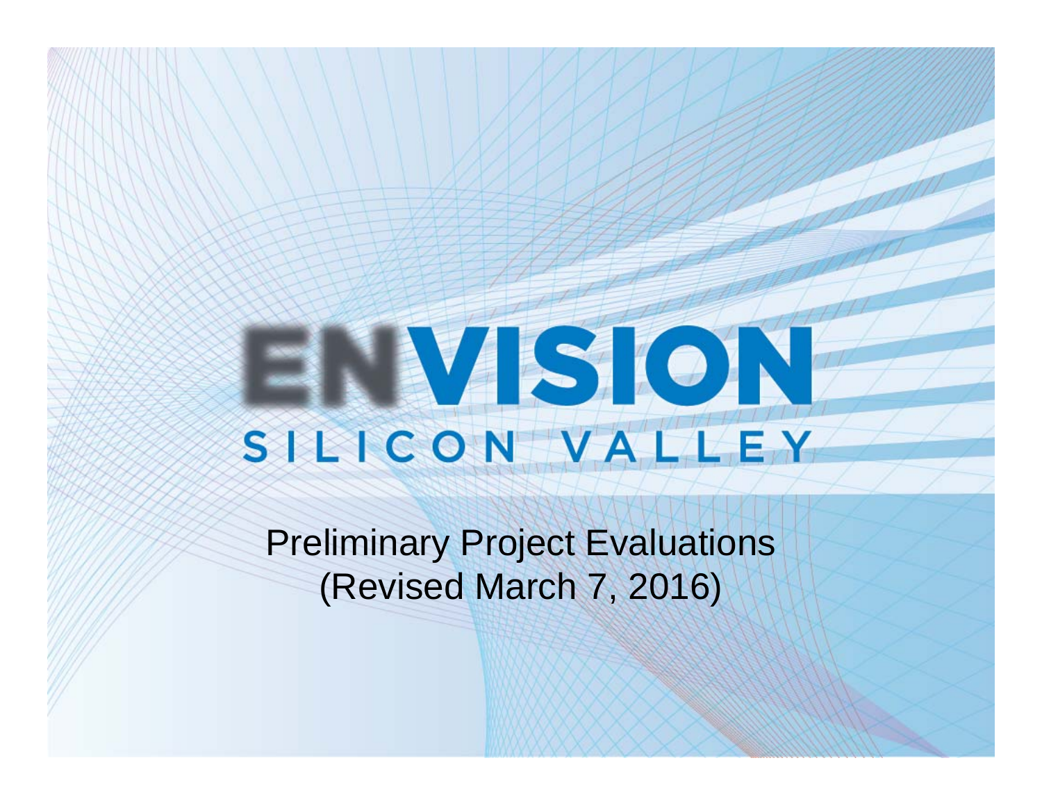# ENVISION SILICON VALLEY

Preliminary Project Evaluations
(Revised March 7, 2016)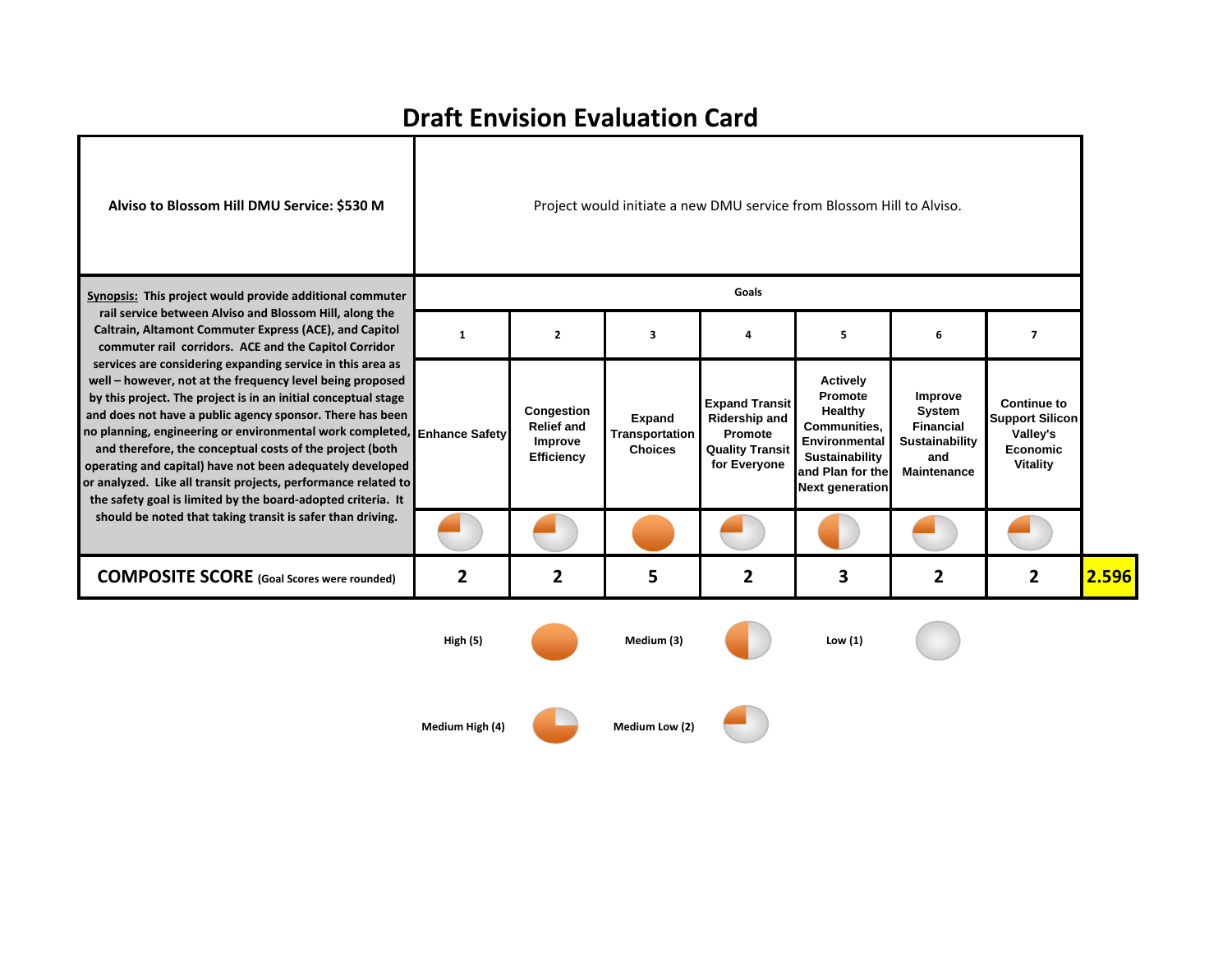# Draft Envision Evaluation Card

| **Alviso to Blossom Hill DMU Service: $530 M** | Project would initiate a new DMU service from Blossom Hill to Alviso. | | | | | | | |
|---|---|---|---|---|---|---|---|---|
| **Synopsis:** This project would provide additional commuter rail service between Alviso and Blossom Hill, along the Caltrain, Altamont Commuter Express (ACE), and Capitol commuter rail corridors. ACE and the Capitol Corridor services are considering expanding service in this area as well – however, not at the frequency level being proposed by this project. The project is in an initial conceptual stage and does not have a public agency sponsor. There has been no planning, engineering or environmental work completed, and therefore, the conceptual costs of the project (both operating and capital) have not been adequately developed or analyzed. Like all transit projects, performance related to the safety goal is limited by the board-adopted criteria. It should be noted that taking transit is safer than driving. | **Goals** | | | | | | | |
| | 1 | 2 | 3 | 4 | 5 | 6 | 7 | |
| | Enhance Safety | Congestion Relief and Improve Efficiency | Expand Transportation Choices | Expand Transit Ridership and Promote Quality Transit for Everyone | Actively Promote Healthy Communities, Environmental Sustainability and Plan for the Next generation | Improve System Financial Sustainability and Maintenance | Continue to Support Silicon Valley's Economic Vitality | |
| | Medium Low | Medium Low | High | Medium Low | Medium | Medium Low | Medium Low | |
| **COMPOSITE SCORE** (Goal Scores were rounded) | 2 | 2 | 5 | 2 | 3 | 2 | 2 | 2.596 |

| Rating | Rating | Rating |
|---|---|---|
| High (5) | Medium (3) | Low (1) |
| Medium High (4) | Medium Low (2) | |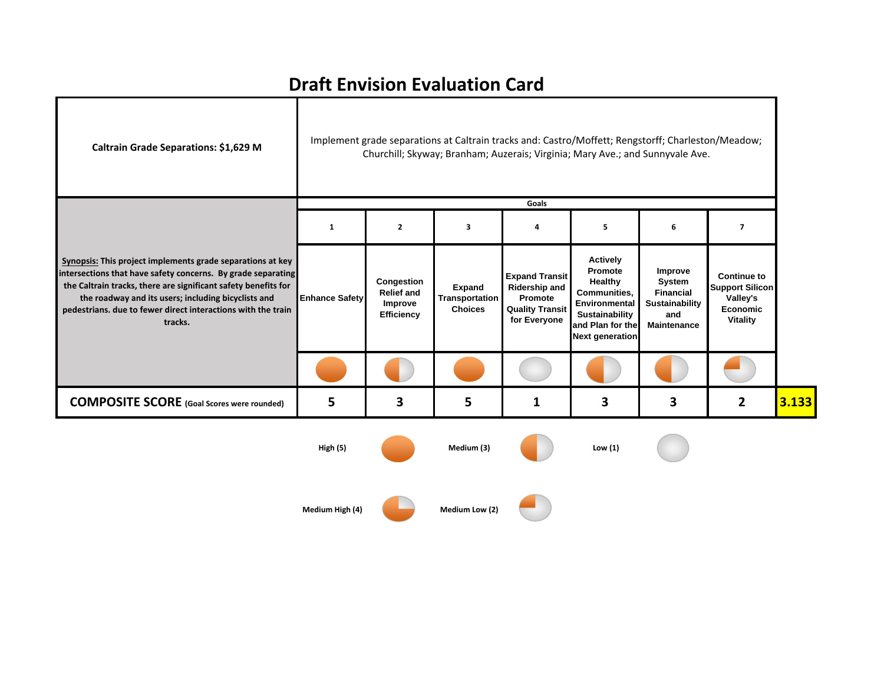# Draft Envision Evaluation Card

| **Caltrain Grade Separations: $1,629 M** | Implement grade separations at Caltrain tracks and: Castro/Moffett; Rengstorff; Charleston/Meadow; Churchill; Skyway; Branham; Auzerais; Virginia; Mary Ave.; and Sunnyvale Ave. | | | | | | | |
|---|---|---|---|---|---|---|---|---|
| | **Goals** | | | | | | | |
| | **1** | **2** | **3** | **4** | **5** | **6** | **7** | |
| **Synopsis: This project implements grade separations at key intersections that have safety concerns. By grade separating the Caltrain tracks, there are significant safety benefits for the roadway and its users; including bicyclists and pedestrians. due to fewer direct interactions with the train tracks.** | **Enhance Safety** | **Congestion Relief and Improve Efficiency** | **Expand Transportation Choices** | **Expand Transit Ridership and Promote Quality Transit for Everyone** | **Actively Promote Healthy Communities, Environmental Sustainability and Plan for the Next generation** | **Improve System Financial Sustainability and Maintenance** | **Continue to Support Silicon Valley's Economic Vitality** | |
| **COMPOSITE SCORE** (Goal Scores were rounded) | **5** | **3** | **5** | **1** | **3** | **3** | **2** | **3.133** |

High (5) | Medium (3) | Low (1)

Medium High (4) | Medium Low (2)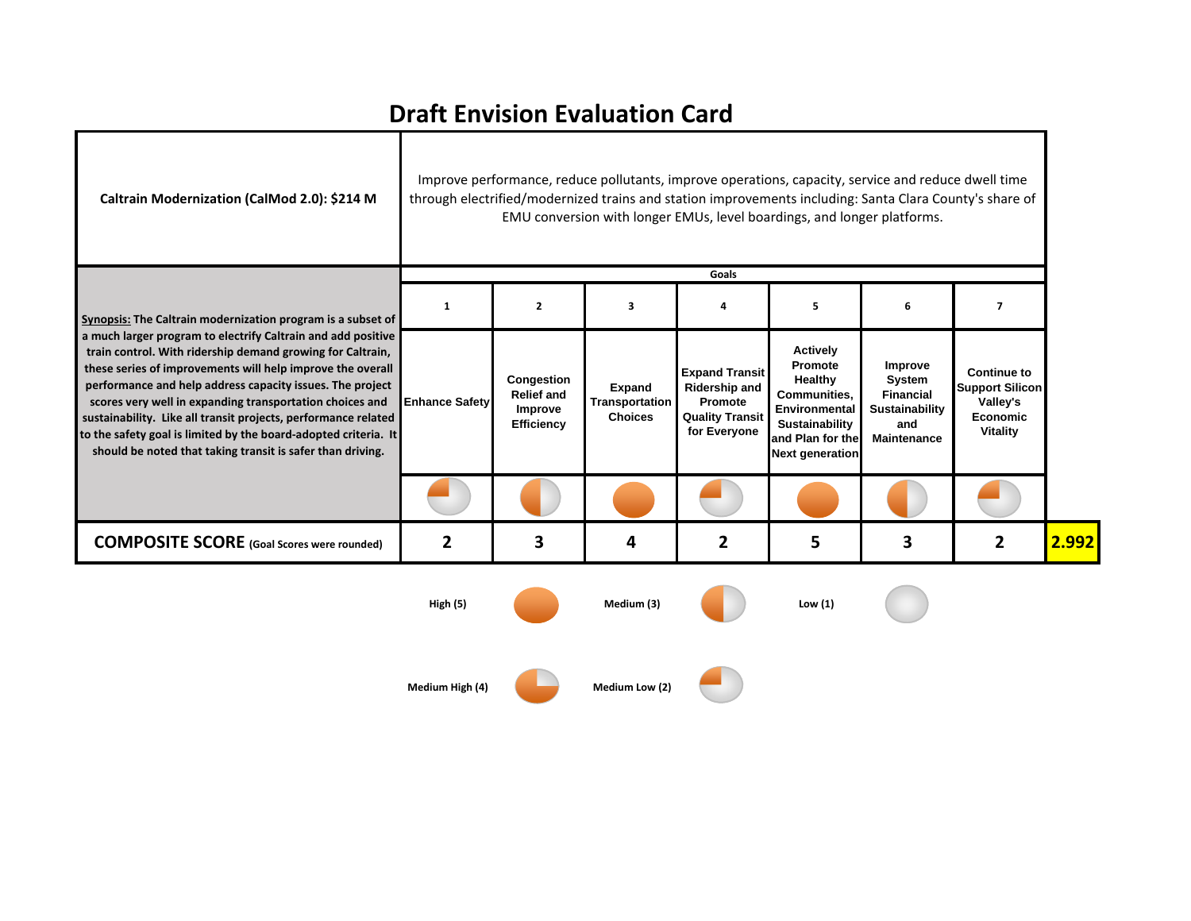# Draft Envision Evaluation Card

| **Caltrain Modernization (CalMod 2.0): $214 M** | Improve performance, reduce pollutants, improve operations, capacity, service and reduce dwell time through electrified/modernized trains and station improvements including: Santa Clara County's share of EMU conversion with longer EMUs, level boardings, and longer platforms. | | | | | | |
|---|---|---|---|---|---|---|---|
| | **Goals** | | | | | | |
| **Synopsis:** The Caltrain modernization program is a subset of a much larger program to electrify Caltrain and add positive train control. With ridership demand growing for Caltrain, these series of improvements will help improve the overall performance and help address capacity issues. The project scores very well in expanding transportation choices and sustainability. Like all transit projects, performance related to the safety goal is limited by the board-adopted criteria. It should be noted that taking transit is safer than driving. | **1** | **2** | **3** | **4** | **5** | **6** | **7** |
| | **Enhance Safety** | **Congestion Relief and Improve Efficiency** | **Expand Transportation Choices** | **Expand Transit Ridership and Promote Quality Transit for Everyone** | **Actively Promote Healthy Communities, Environmental Sustainability and Plan for the Next generation** | **Improve System Financial Sustainability and Maintenance** | **Continue to Support Silicon Valley's Economic Vitality** |
| **COMPOSITE SCORE** (Goal Scores were rounded) | **2** | **3** | **4** | **2** | **5** | **3** | **2** |

**Composite Score: 2.992**

| | | | | | |
|---|---|---|---|---|---|
| **High (5)** | | **Medium (3)** | | **Low (1)** | |
| **Medium High (4)** | | **Medium Low (2)** | | | |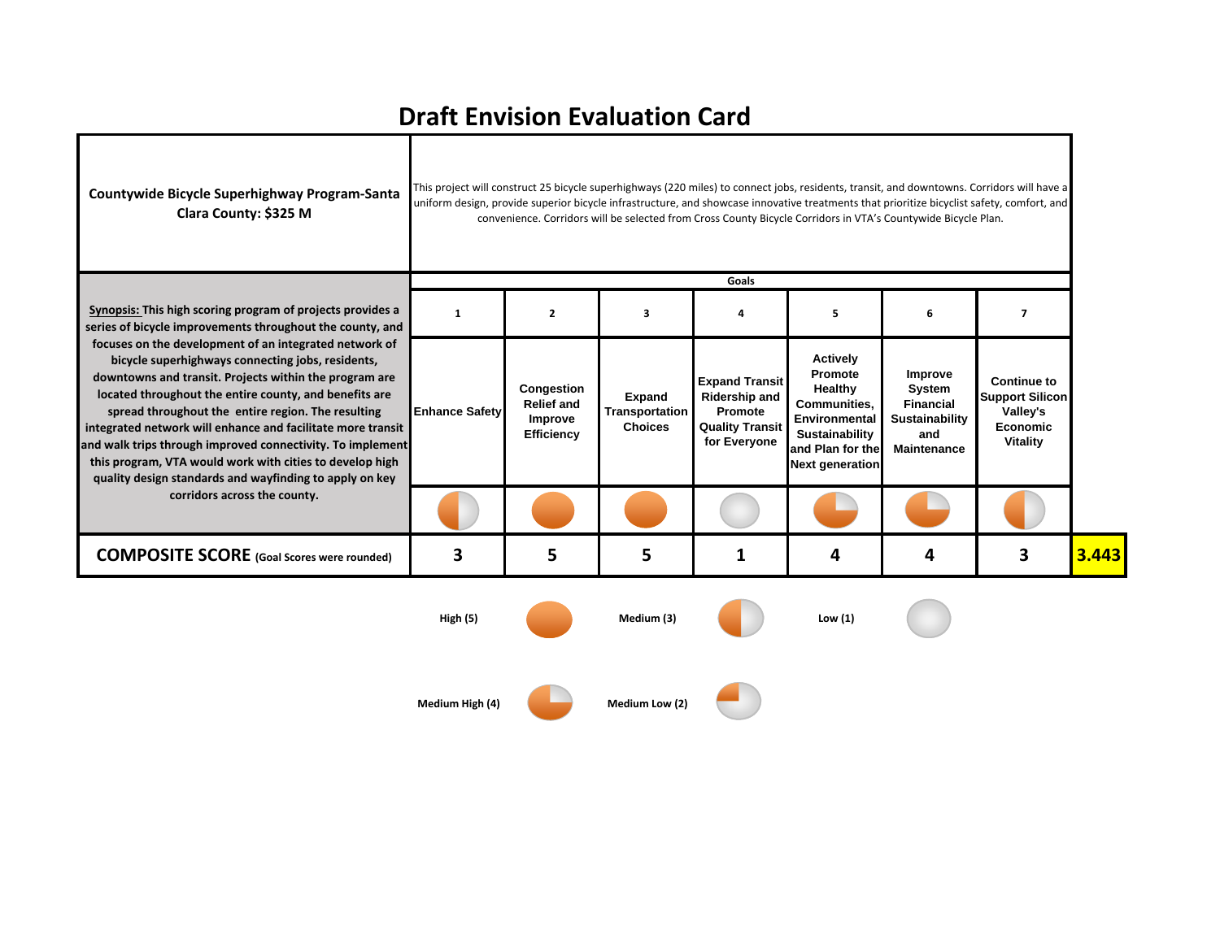# Draft Envision Evaluation Card

**Countywide Bicycle Superhighway Program-Santa Clara County: $325 M**

This project will construct 25 bicycle superhighways (220 miles) to connect jobs, residents, transit, and downtowns. Corridors will have a uniform design, provide superior bicycle infrastructure, and showcase innovative treatments that prioritize bicyclist safety, comfort, and convenience. Corridors will be selected from Cross County Bicycle Corridors in VTA's Countywide Bicycle Plan.

**Synopsis:** This high scoring program of projects provides a series of bicycle improvements throughout the county, and focuses on the development of an integrated network of bicycle superhighways connecting jobs, residents, downtowns and transit. Projects within the program are located throughout the entire county, and benefits are spread throughout the entire region. The resulting integrated network will enhance and facilitate more transit and walk trips through improved connectivity. To implement this program, VTA would work with cities to develop high quality design standards and wayfinding to apply on key corridors across the county.

| Goals | 1 | 2 | 3 | 4 | 5 | 6 | 7 | |
|---|---|---|---|---|---|---|---|---|
| | Enhance Safety | Congestion Relief and Improve Efficiency | Expand Transportation Choices | Expand Transit Ridership and Promote Quality Transit for Everyone | Actively Promote Healthy Communities, Environmental Sustainability and Plan for the Next generation | Improve System Financial Sustainability and Maintenance | Continue to Support Silicon Valley's Economic Vitality | |
| **COMPOSITE SCORE** (Goal Scores were rounded) | 3 | 5 | 5 | 1 | 4 | 4 | 3 | 3.443 |

High (5) | Medium (3) | Low (1)

Medium High (4) | Medium Low (2)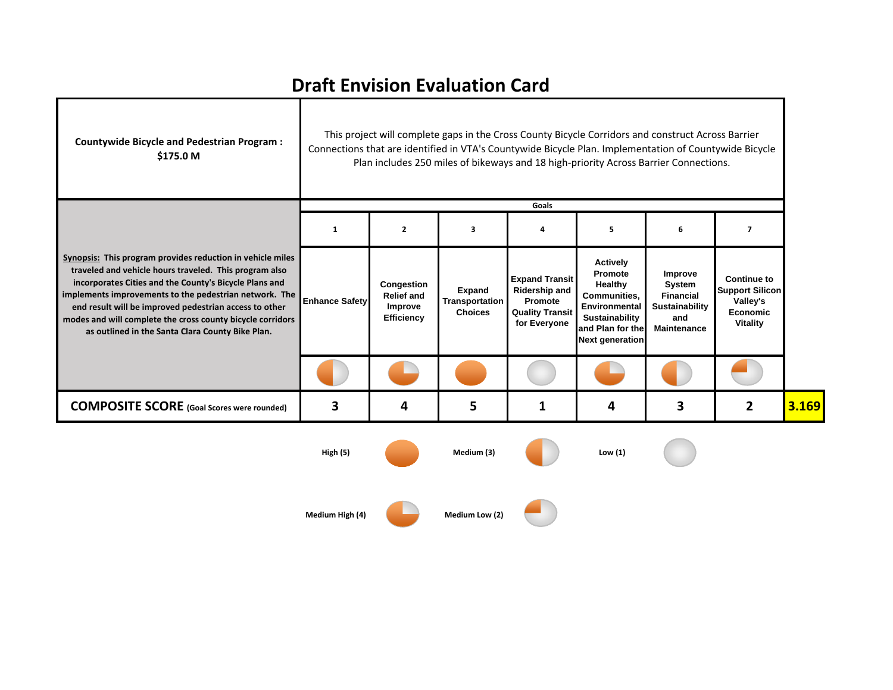# Draft Envision Evaluation Card

| **Countywide Bicycle and Pedestrian Program : $175.0 M** | This project will complete gaps in the Cross County Bicycle Corridors and construct Across Barrier Connections that are identified in VTA's Countywide Bicycle Plan. Implementation of Countywide Bicycle Plan includes 250 miles of bikeways and 18 high-priority Across Barrier Connections. | | | | | | | |
|---|---|---|---|---|---|---|---|---|
| | **Goals** | | | | | | | |
| | **1** | **2** | **3** | **4** | **5** | **6** | **7** | |
| **Synopsis:** This program provides reduction in vehicle miles traveled and vehicle hours traveled. This program also incorporates Cities and the County's Bicycle Plans and implements improvements to the pedestrian network. The end result will be improved pedestrian access to other modes and will complete the cross county bicycle corridors as outlined in the Santa Clara County Bike Plan. | **Enhance Safety** | **Congestion Relief and Improve Efficiency** | **Expand Transportation Choices** | **Expand Transit Ridership and Promote Quality Transit for Everyone** | **Actively Promote Healthy Communities, Environmental Sustainability and Plan for the Next generation** | **Improve System Financial Sustainability and Maintenance** | **Continue to Support Silicon Valley's Economic Vitality** | |
| **COMPOSITE SCORE** (Goal Scores were rounded) | **3** | **4** | **5** | **1** | **4** | **3** | **2** | **3.169** |

**High (5)** | **Medium (3)** | **Low (1)**

**Medium High (4)** | **Medium Low (2)**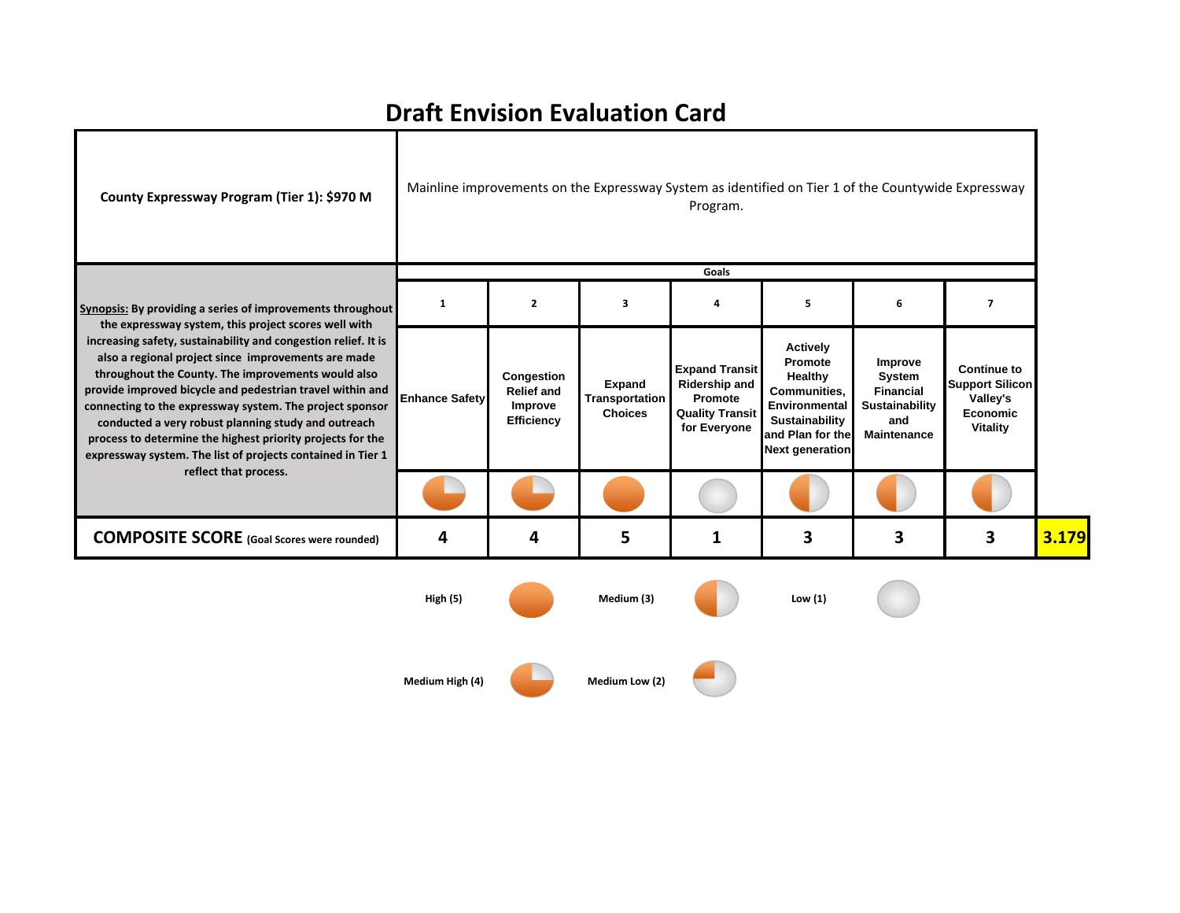# Draft Envision Evaluation Card

| **County Expressway Program (Tier 1): $970 M** | Mainline improvements on the Expressway System as identified on Tier 1 of the Countywide Expressway Program. | | | | | | |
|---|---|---|---|---|---|---|---|
| | **Goals** | | | | | | |
| | **1** | **2** | **3** | **4** | **5** | **6** | **7** |
| **Synopsis:** By providing a series of improvements throughout the expressway system, this project scores well with increasing safety, sustainability and congestion relief. It is also a regional project since improvements are made throughout the County. The improvements would also provide improved bicycle and pedestrian travel within and connecting to the expressway system. The project sponsor conducted a very robust planning study and outreach process to determine the highest priority projects for the expressway system. The list of projects contained in Tier 1 reflect that process. | **Enhance Safety** | **Congestion Relief and Improve Efficiency** | **Expand Transportation Choices** | **Expand Transit Ridership and Promote Quality Transit for Everyone** | **Actively Promote Healthy Communities, Environmental Sustainability and Plan for the Next generation** | **Improve System Financial Sustainability and Maintenance** | **Continue to Support Silicon Valley's Economic Vitality** |
| **COMPOSITE SCORE** (Goal Scores were rounded) | **4** | **4** | **5** | **1** | **3** | **3** | **3** |

**3.179**

**High (5)** — **Medium (3)** — **Low (1)**

**Medium High (4)** — **Medium Low (2)**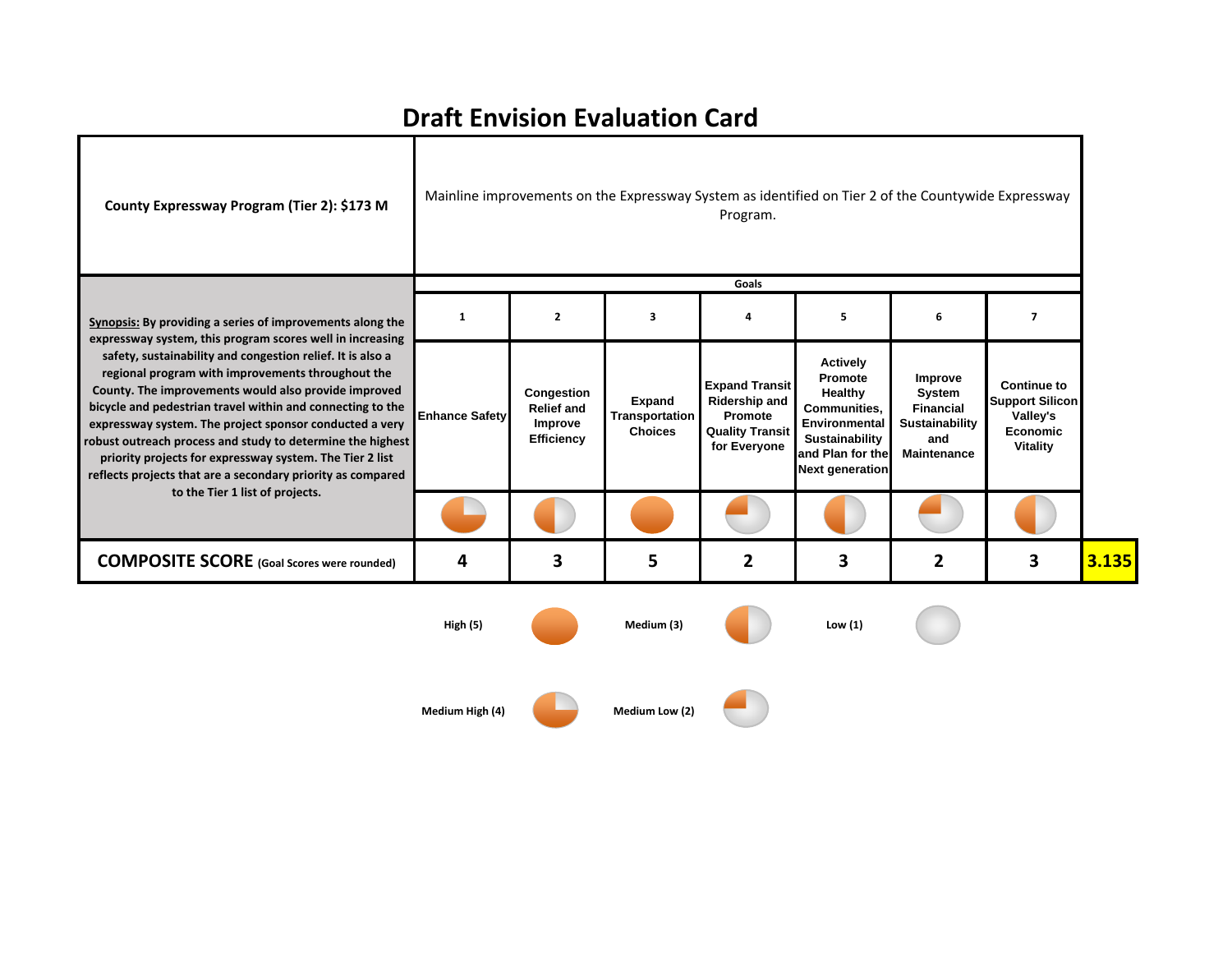# Draft Envision Evaluation Card

| County Expressway Program (Tier 2): $173 M | Mainline improvements on the Expressway System as identified on Tier 2 of the Countywide Expressway Program. | | | | | | | |
|---|---|---|---|---|---|---|---|---|
| | **Goals** | | | | | | | |
| | 1 | 2 | 3 | 4 | 5 | 6 | 7 | |
| **Synopsis:** By providing a series of improvements along the expressway system, this program scores well in increasing safety, sustainability and congestion relief. It is also a regional program with improvements throughout the County. The improvements would also provide improved bicycle and pedestrian travel within and connecting to the expressway system. The project sponsor conducted a very robust outreach process and study to determine the highest priority projects for expressway system. The Tier 2 list reflects projects that are a secondary priority as compared to the Tier 1 list of projects. | Enhance Safety | Congestion Relief and Improve Efficiency | Expand Transportation Choices | Expand Transit Ridership and Promote Quality Transit for Everyone | Actively Promote Healthy Communities, Environmental Sustainability and Plan for the Next generation | Improve System Financial Sustainability and Maintenance | Continue to Support Silicon Valley's Economic Vitality | |
| **COMPOSITE SCORE** (Goal Scores were rounded) | 4 | 3 | 5 | 2 | 3 | 2 | 3 | 3.135 |

High (5) | Medium (3) | Low (1)

Medium High (4) | Medium Low (2)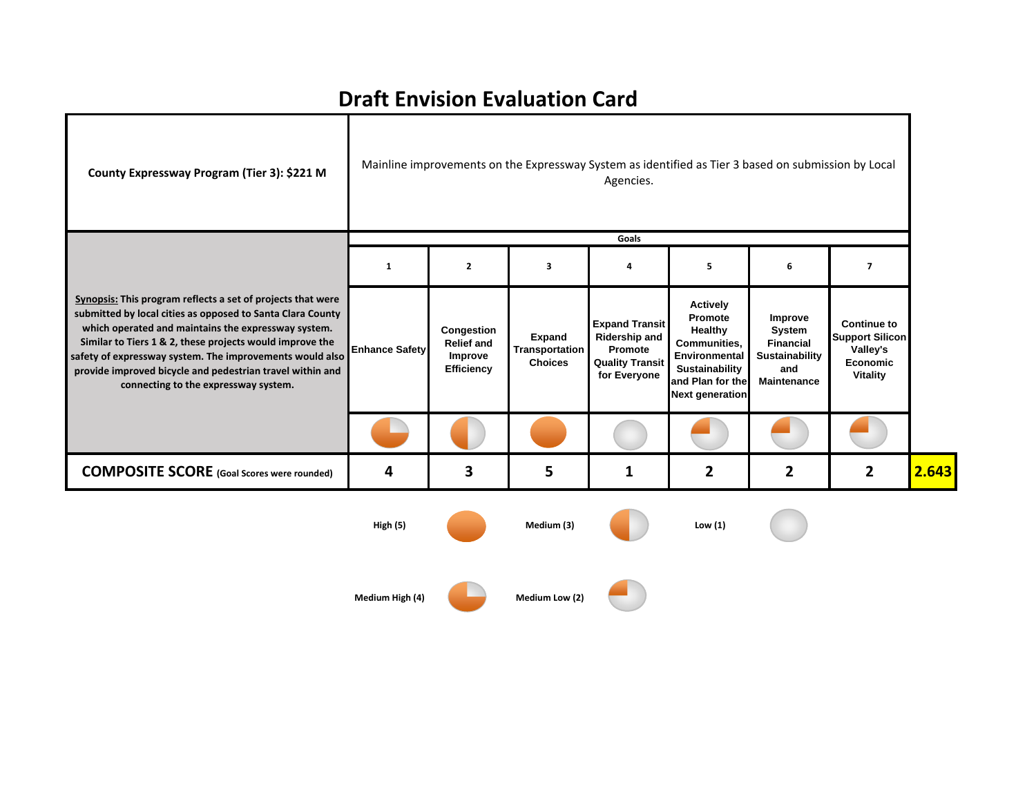# Draft Envision Evaluation Card

| County Expressway Program (Tier 3): $221 M | Mainline improvements on the Expressway System as identified as Tier 3 based on submission by Local Agencies. | | | | | | | |
|---|---|---|---|---|---|---|---|---|
| | **Goals** | | | | | | | |
| | 1 | 2 | 3 | 4 | 5 | 6 | 7 | |
| **Synopsis:** This program reflects a set of projects that were submitted by local cities as opposed to Santa Clara County which operated and maintains the expressway system. Similar to Tiers 1 & 2, these projects would improve the safety of expressway system. The improvements would also provide improved bicycle and pedestrian travel within and connecting to the expressway system. | Enhance Safety | Congestion Relief and Improve Efficiency | Expand Transportation Choices | Expand Transit Ridership and Promote Quality Transit for Everyone | Actively Promote Healthy Communities, Environmental Sustainability and Plan for the Next generation | Improve System Financial Sustainability and Maintenance | Continue to Support Silicon Valley's Economic Vitality | |
| **COMPOSITE SCORE** (Goal Scores were rounded) | 4 | 3 | 5 | 1 | 2 | 2 | 2 | 2.643 |

High (5) | Medium (3) | Low (1)

Medium High (4) | Medium Low (2)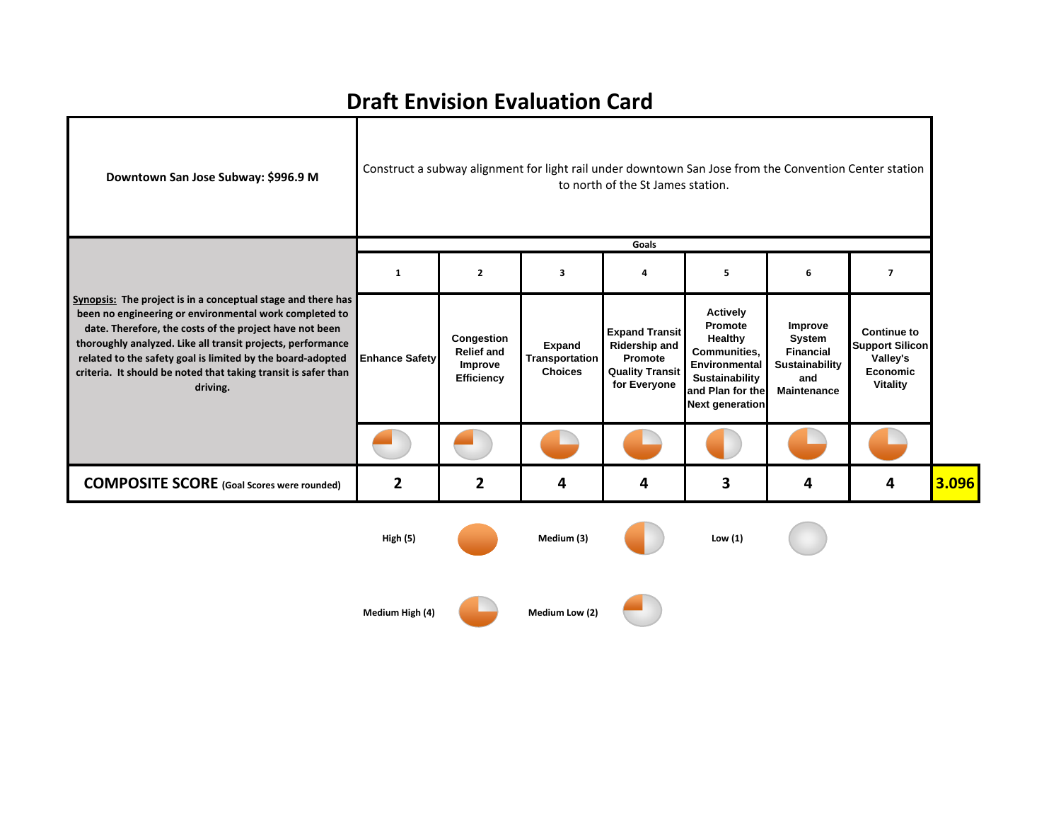# Draft Envision Evaluation Card

| **Downtown San Jose Subway: $996.9 M** | Construct a subway alignment for light rail under downtown San Jose from the Convention Center station to north of the St James station. | | | | | | | |
|---|---|---|---|---|---|---|---|---|
| | **Goals** | | | | | | | |
| | **1** | **2** | **3** | **4** | **5** | **6** | **7** | |
| **Synopsis:** **The project is in a conceptual stage and there has been no engineering or environmental work completed to date. Therefore, the costs of the project have not been thoroughly analyzed. Like all transit projects, performance related to the safety goal is limited by the board-adopted criteria. It should be noted that taking transit is safer than driving.** | **Enhance Safety** | **Congestion Relief and Improve Efficiency** | **Expand Transportation Choices** | **Expand Transit Ridership and Promote Quality Transit for Everyone** | **Actively Promote Healthy Communities, Environmental Sustainability and Plan for the Next generation** | **Improve System Financial Sustainability and Maintenance** | **Continue to Support Silicon Valley's Economic Vitality** | |
| **COMPOSITE SCORE** (Goal Scores were rounded) | **2** | **2** | **4** | **4** | **3** | **4** | **4** | **3.096** |

**High (5)** | **Medium (3)** | **Low (1)**

**Medium High (4)** | **Medium Low (2)**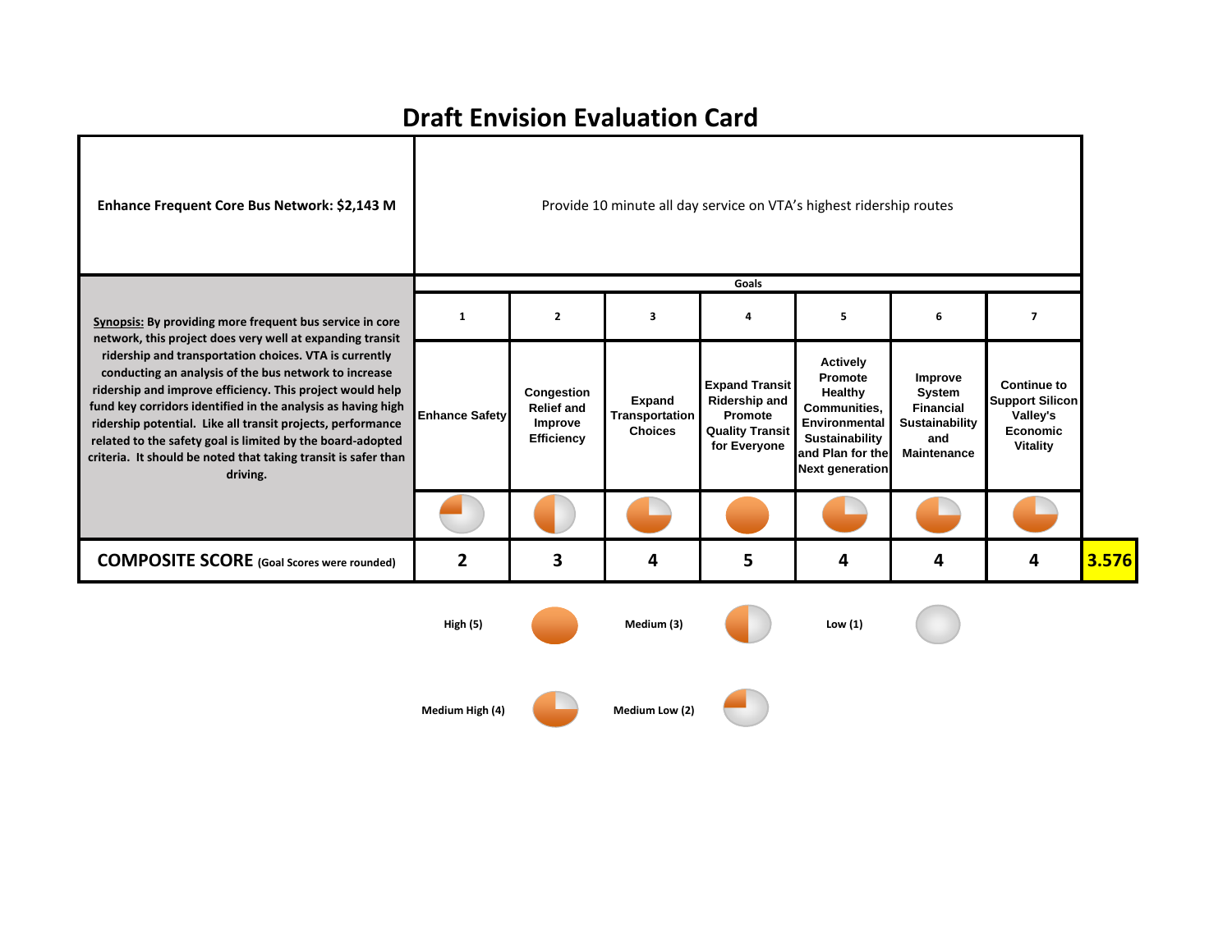# Draft Envision Evaluation Card

| **Enhance Frequent Core Bus Network: $2,143 M** | Provide 10 minute all day service on VTA's highest ridership routes | | | | | | | |
|---|---|---|---|---|---|---|---|---|
| | **Goals** | | | | | | | |
| **Synopsis:** By providing more frequent bus service in core network, this project does very well at expanding transit ridership and transportation choices. VTA is currently conducting an analysis of the bus network to increase ridership and improve efficiency. This project would help fund key corridors identified in the analysis as having high ridership potential. Like all transit projects, performance related to the safety goal is limited by the board-adopted criteria. It should be noted that taking transit is safer than driving. | **1** | **2** | **3** | **4** | **5** | **6** | **7** | |
| | **Enhance Safety** | **Congestion Relief and Improve Efficiency** | **Expand Transportation Choices** | **Expand Transit Ridership and Promote Quality Transit for Everyone** | **Actively Promote Healthy Communities, Environmental Sustainability and Plan for the Next generation** | **Improve System Financial Sustainability and Maintenance** | **Continue to Support Silicon Valley's Economic Vitality** | |
| **COMPOSITE SCORE** (Goal Scores were rounded) | **2** | **3** | **4** | **5** | **4** | **4** | **4** | **3.576** |

**High (5)** | **Medium (3)** | **Low (1)**

**Medium High (4)** | **Medium Low (2)**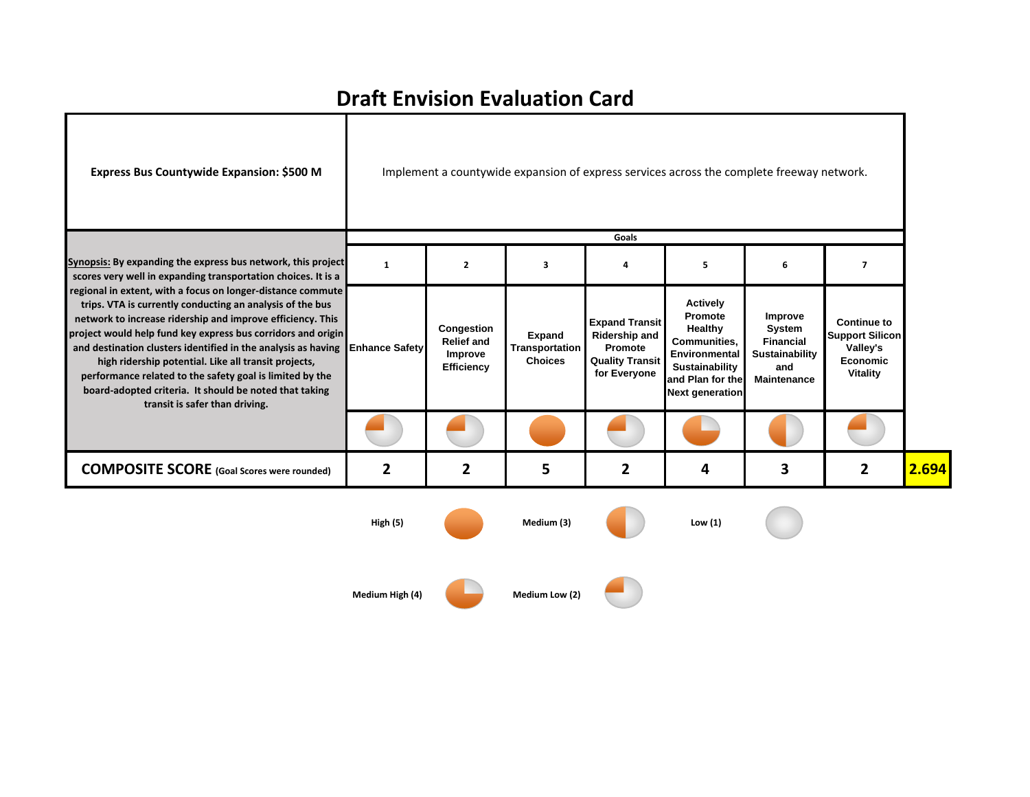# Draft Envision Evaluation Card

| **Express Bus Countywide Expansion: $500 M** | Implement a countywide expansion of express services across the complete freeway network. | | | | | | | |
|---|---|---|---|---|---|---|---|---|
| | **Goals** | | | | | | | |
| **Synopsis:** By expanding the express bus network, this project scores very well in expanding transportation choices. It is a regional in extent, with a focus on longer-distance commute trips. VTA is currently conducting an analysis of the bus network to increase ridership and improve efficiency. This project would help fund key express bus corridors and origin and destination clusters identified in the analysis as having high ridership potential. Like all transit projects, performance related to the safety goal is limited by the board-adopted criteria. It should be noted that taking transit is safer than driving. | **1** | **2** | **3** | **4** | **5** | **6** | **7** | |
| | **Enhance Safety** | **Congestion Relief and Improve Efficiency** | **Expand Transportation Choices** | **Expand Transit Ridership and Promote Quality Transit for Everyone** | **Actively Promote Healthy Communities, Environmental Sustainability and Plan for the Next generation** | **Improve System Financial Sustainability and Maintenance** | **Continue to Support Silicon Valley's Economic Vitality** | |
| **COMPOSITE SCORE** (Goal Scores were rounded) | **2** | **2** | **5** | **2** | **4** | **3** | **2** | **2.694** |

High (5) | Medium (3) | Low (1)

Medium High (4) | Medium Low (2)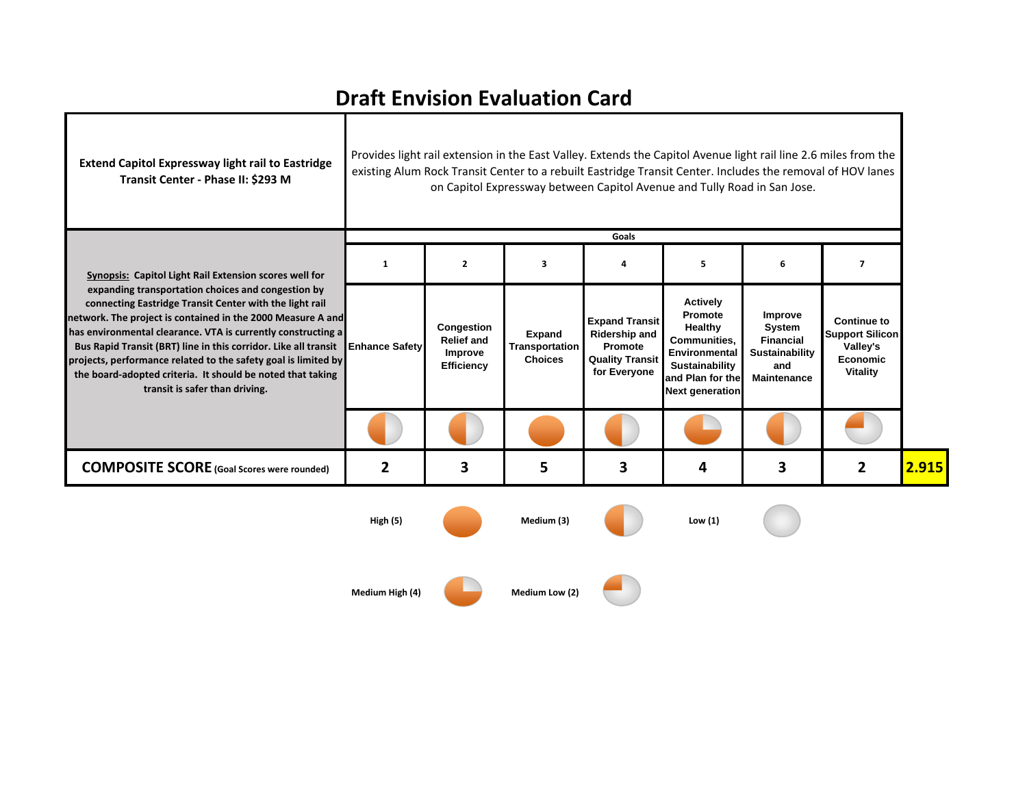# Draft Envision Evaluation Card

| **Extend Capitol Expressway light rail to Eastridge Transit Center - Phase II: $293 M** | Provides light rail extension in the East Valley. Extends the Capitol Avenue light rail line 2.6 miles from the existing Alum Rock Transit Center to a rebuilt Eastridge Transit Center. Includes the removal of HOV lanes on Capitol Expressway between Capitol Avenue and Tully Road in San Jose. | | | | | | | |
|---|---|---|---|---|---|---|---|---|
| | **Goals** | | | | | | | |
| **Synopsis:** Capitol Light Rail Extension scores well for expanding transportation choices and congestion by connecting Eastridge Transit Center with the light rail network. The project is contained in the 2000 Measure A and has environmental clearance. VTA is currently constructing a Bus Rapid Transit (BRT) line in this corridor. Like all transit projects, performance related to the safety goal is limited by the board-adopted criteria. It should be noted that taking transit is safer than driving. | **1** | **2** | **3** | **4** | **5** | **6** | **7** | |
| | **Enhance Safety** | **Congestion Relief and Improve Efficiency** | **Expand Transportation Choices** | **Expand Transit Ridership and Promote Quality Transit for Everyone** | **Actively Promote Healthy Communities, Environmental Sustainability and Plan for the Next generation** | **Improve System Financial Sustainability and Maintenance** | **Continue to Support Silicon Valley's Economic Vitality** | |
| **COMPOSITE SCORE** (Goal Scores were rounded) | **2** | **3** | **5** | **3** | **4** | **3** | **2** | **2.915** |

High (5) Medium (3) Low (1)

Medium High (4) Medium Low (2)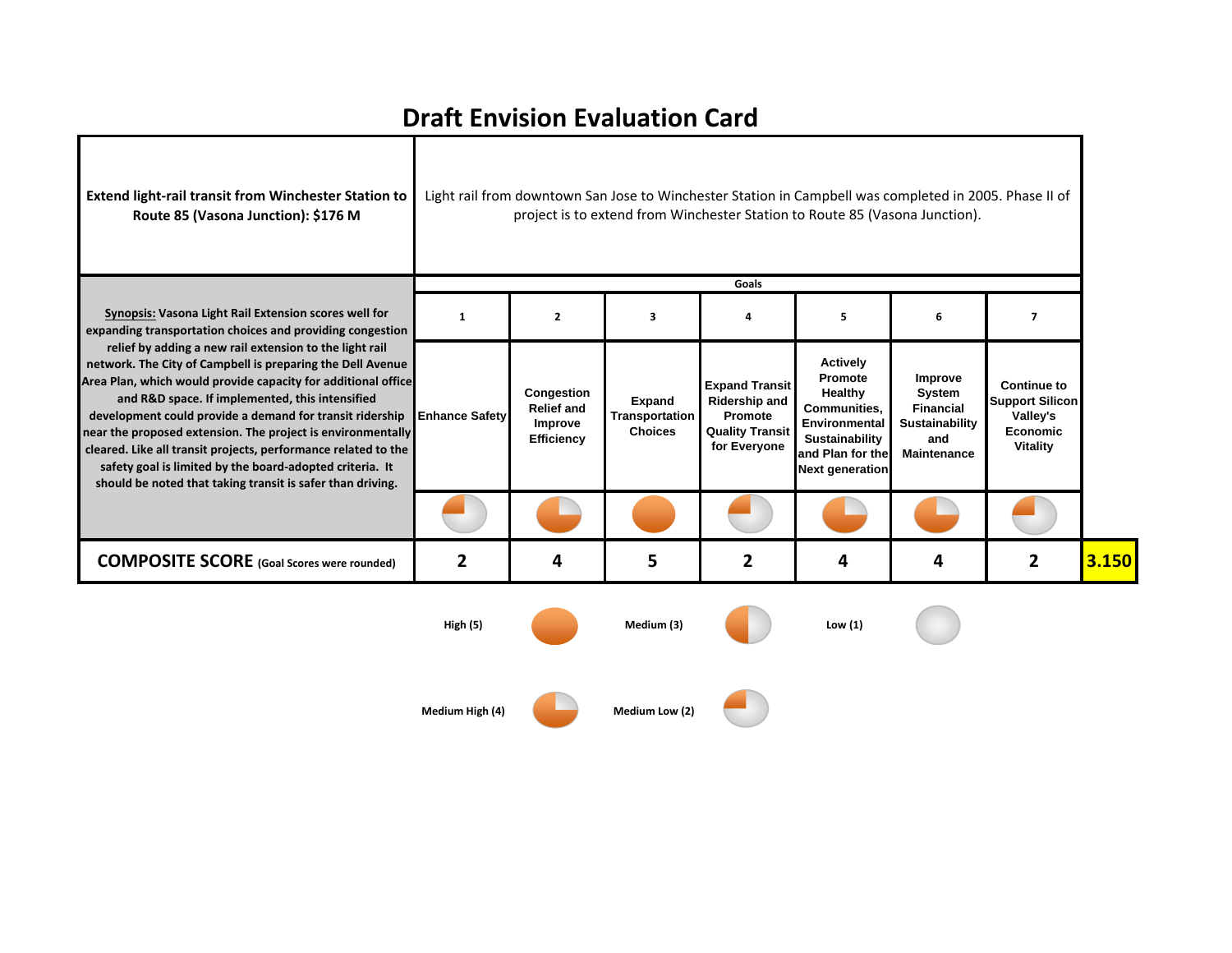# Draft Envision Evaluation Card

| **Extend light-rail transit from Winchester Station to Route 85 (Vasona Junction): $176 M** | Light rail from downtown San Jose to Winchester Station in Campbell was completed in 2005. Phase II of project is to extend from Winchester Station to Route 85 (Vasona Junction). | | | | | | | |
|---|---|---|---|---|---|---|---|---|
| | **Goals** | | | | | | | |
| **Synopsis:** Vasona Light Rail Extension scores well for expanding transportation choices and providing congestion relief by adding a new rail extension to the light rail network. The City of Campbell is preparing the Dell Avenue Area Plan, which would provide capacity for additional office and R&D space. If implemented, this intensified development could provide a demand for transit ridership near the proposed extension. The project is environmentally cleared. Like all transit projects, performance related to the safety goal is limited by the board-adopted criteria. It should be noted that taking transit is safer than driving. | **1** | **2** | **3** | **4** | **5** | **6** | **7** | |
| | **Enhance Safety** | **Congestion Relief and Improve Efficiency** | **Expand Transportation Choices** | **Expand Transit Ridership and Promote Quality Transit for Everyone** | **Actively Promote Healthy Communities, Environmental Sustainability and Plan for the Next generation** | **Improve System Financial Sustainability and Maintenance** | **Continue to Support Silicon Valley's Economic Vitality** | |
| **COMPOSITE SCORE** (Goal Scores were rounded) | **2** | **4** | **5** | **2** | **4** | **4** | **2** | **3.150** |

High (5) | Medium (3) | Low (1)

Medium High (4) | Medium Low (2)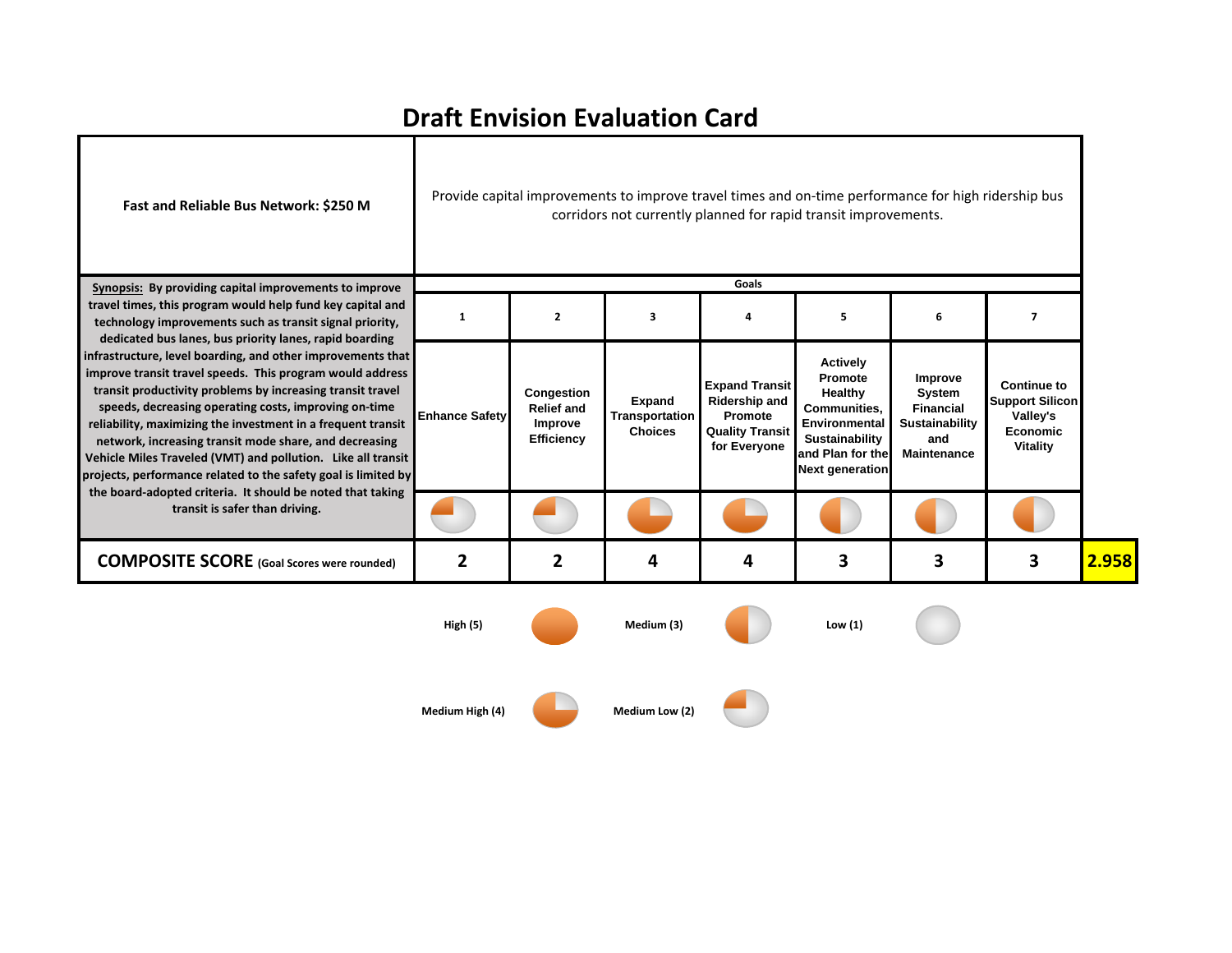# Draft Envision Evaluation Card

**Fast and Reliable Bus Network: $250 M**

Provide capital improvements to improve travel times and on-time performance for high ridership bus corridors not currently planned for rapid transit improvements.

**Synopsis:** By providing capital improvements to improve travel times, this program would help fund key capital and technology improvements such as transit signal priority, dedicated bus lanes, bus priority lanes, rapid boarding infrastructure, level boarding, and other improvements that improve transit travel speeds. This program would address transit productivity problems by increasing transit travel speeds, decreasing operating costs, improving on-time reliability, maximizing the investment in a frequent transit network, increasing transit mode share, and decreasing Vehicle Miles Traveled (VMT) and pollution. Like all transit projects, performance related to the safety goal is limited by the board-adopted criteria. It should be noted that taking transit is safer than driving.

| Goals | 1 | 2 | 3 | 4 | 5 | 6 | 7 | |
|---|---|---|---|---|---|---|---|---|
| | Enhance Safety | Congestion Relief and Improve Efficiency | Expand Transportation Choices | Expand Transit Ridership and Promote Quality Transit for Everyone | Actively Promote Healthy Communities, Environmental Sustainability and Plan for the Next generation | Improve System Financial Sustainability and Maintenance | Continue to Support Silicon Valley's Economic Vitality | |
| **COMPOSITE SCORE** (Goal Scores were rounded) | 2 | 2 | 4 | 4 | 3 | 3 | 3 | 2.958 |

High (5) | Medium (3) | Low (1)

Medium High (4) | Medium Low (2)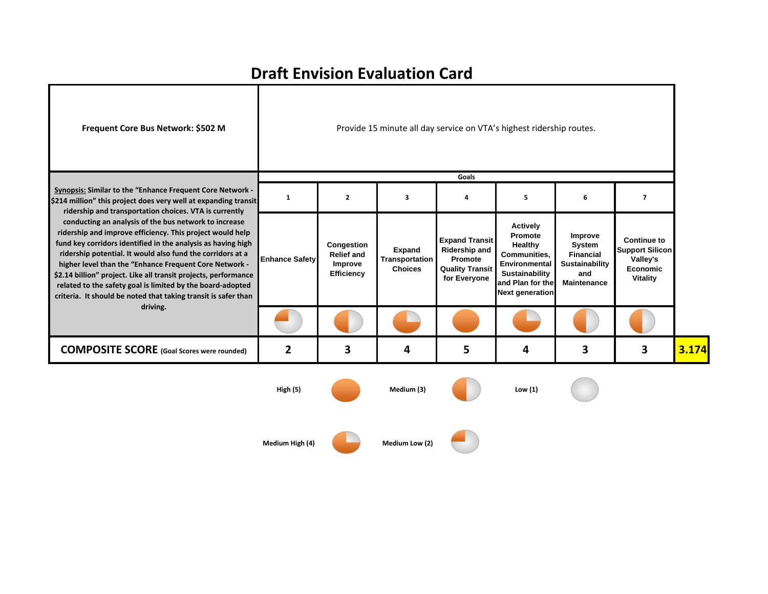# Draft Envision Evaluation Card

| **Frequent Core Bus Network: $502 M** | Provide 15 minute all day service on VTA's highest ridership routes. | | | | | | |
|---|---|---|---|---|---|---|---|
| | **Goals** | | | | | | |
| **Synopsis:** Similar to the "Enhance Frequent Core Network - $214 million" this project does very well at expanding transit ridership and transportation choices. VTA is currently conducting an analysis of the bus network to increase ridership and improve efficiency. This project would help fund key corridors identified in the analysis as having high ridership potential. It would also fund the corridors at a higher level than the "Enhance Frequent Core Network - $2.14 billion" project. Like all transit projects, performance related to the safety goal is limited by the board-adopted criteria. It should be noted that taking transit is safer than driving. | **1** | **2** | **3** | **4** | **5** | **6** | **7** |
| | **Enhance Safety** | **Congestion Relief and Improve Efficiency** | **Expand Transportation Choices** | **Expand Transit Ridership and Promote Quality Transit for Everyone** | **Actively Promote Healthy Communities, Environmental Sustainability and Plan for the Next generation** | **Improve System Financial Sustainability and Maintenance** | **Continue to Support Silicon Valley's Economic Vitality** |
| **COMPOSITE SCORE** (Goal Scores were rounded) | **2** | **3** | **4** | **5** | **4** | **3** | **3** |

**Composite Score: 3.174**

**High (5)** | **Medium (3)** | **Low (1)**

**Medium High (4)** | **Medium Low (2)**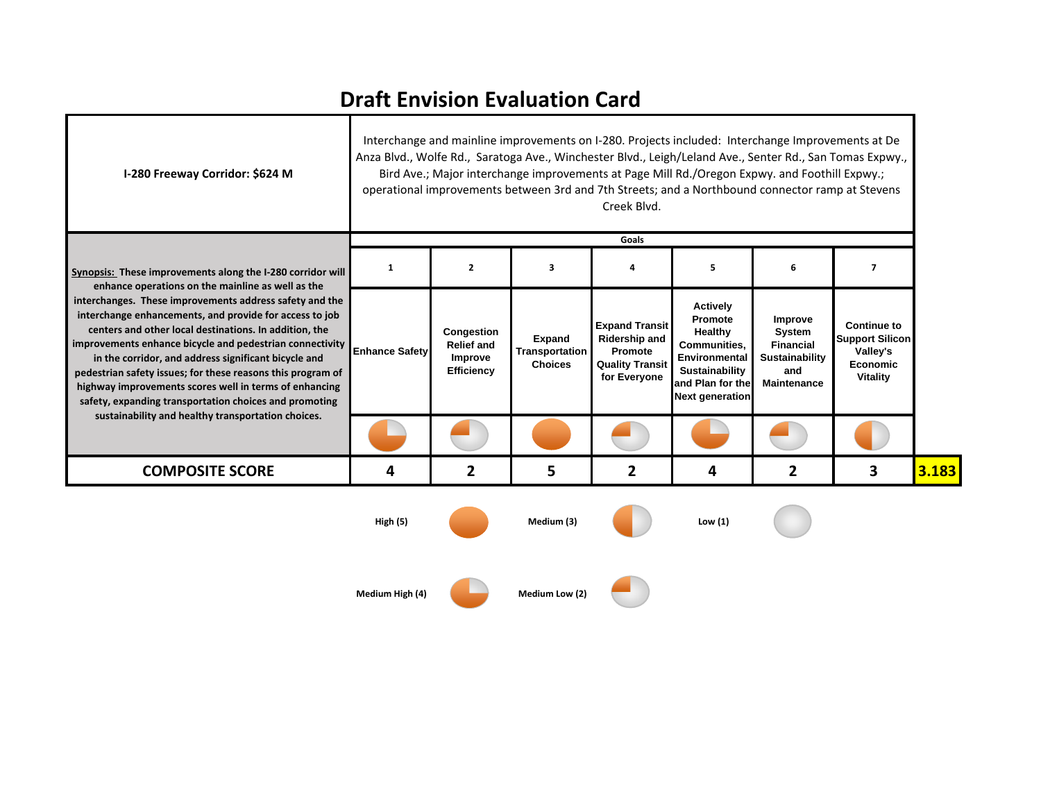# Draft Envision Evaluation Card

| I-280 Freeway Corridor: $624 M | Interchange and mainline improvements on I-280. Projects included: Interchange Improvements at De Anza Blvd., Wolfe Rd., Saratoga Ave., Winchester Blvd., Leigh/Leland Ave., Senter Rd., San Tomas Expwy., Bird Ave.; Major interchange improvements at Page Mill Rd./Oregon Expwy. and Foothill Expwy.; operational improvements between 3rd and 7th Streets; and a Northbound connector ramp at Stevens Creek Blvd. | | | | | | | |
|---|---|---|---|---|---|---|---|---|
| **Synopsis:** These improvements along the I-280 corridor will enhance operations on the mainline as well as the interchanges. These improvements address safety and the interchange enhancements, and provide for access to job centers and other local destinations. In addition, the improvements enhance bicycle and pedestrian connectivity in the corridor, and address significant bicycle and pedestrian safety issues; for these reasons this program of highway improvements scores well in terms of enhancing safety, expanding transportation choices and promoting sustainability and healthy transportation choices. | **Goals** | | | | | | | |
| | 1 | 2 | 3 | 4 | 5 | 6 | 7 | |
| | Enhance Safety | Congestion Relief and Improve Efficiency | Expand Transportation Choices | Expand Transit Ridership and Promote Quality Transit for Everyone | Actively Promote Healthy Communities, Environmental Sustainability and Plan for the Next generation | Improve System Financial Sustainability and Maintenance | Continue to Support Silicon Valley's Economic Vitality | |
| **COMPOSITE SCORE** | 4 | 2 | 5 | 2 | 4 | 2 | 3 | 3.183 |

High (5) — Medium (3) — Low (1)

Medium High (4) — Medium Low (2)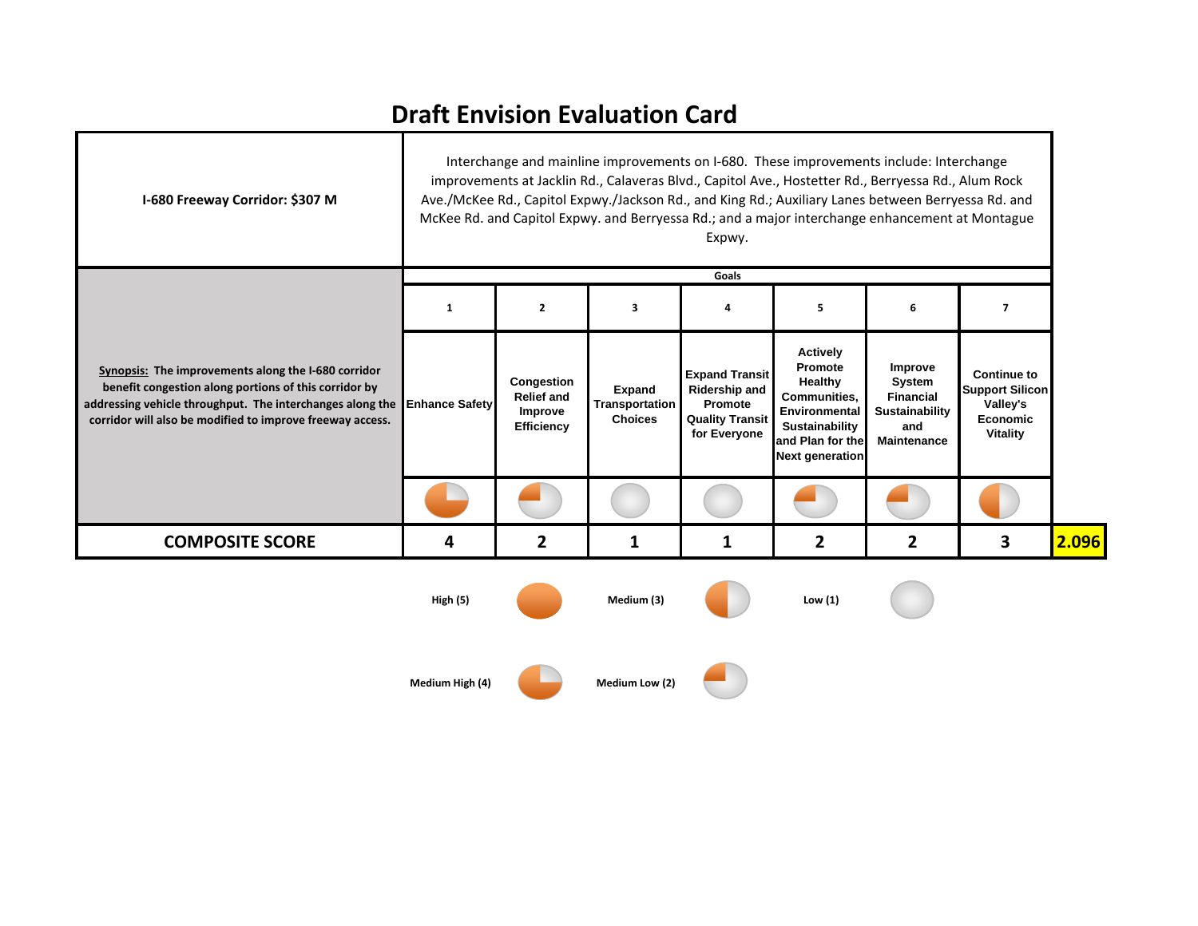# Draft Envision Evaluation Card

| I-680 Freeway Corridor: $307 M | Interchange and mainline improvements on I-680. These improvements include: Interchange improvements at Jacklin Rd., Calaveras Blvd., Capitol Ave., Hostetter Rd., Berryessa Rd., Alum Rock Ave./McKee Rd., Capitol Expwy./Jackson Rd., and King Rd.; Auxiliary Lanes between Berryessa Rd. and McKee Rd. and Capitol Expwy. and Berryessa Rd.; and a major interchange enhancement at Montague Expwy. | | | | | | | |
|---|---|---|---|---|---|---|---|---|
| | **Goals** | | | | | | | |
| | **1** | **2** | **3** | **4** | **5** | **6** | **7** | |
| <u>Synopsis:</u> **The improvements along the I-680 corridor benefit congestion along portions of this corridor by addressing vehicle throughput. The interchanges along the corridor will also be modified to improve freeway access.** | **Enhance Safety** | **Congestion Relief and Improve Efficiency** | **Expand Transportation Choices** | **Expand Transit Ridership and Promote Quality Transit for Everyone** | **Actively Promote Healthy Communities, Environmental Sustainability and Plan for the Next generation** | **Improve System Financial Sustainability and Maintenance** | **Continue to Support Silicon Valley's Economic Vitality** | |
| **COMPOSITE SCORE** | **4** | **2** | **1** | **1** | **2** | **2** | **3** | **2.096** |

**High (5)** | **Medium (3)** | **Low (1)**

**Medium High (4)** | **Medium Low (2)**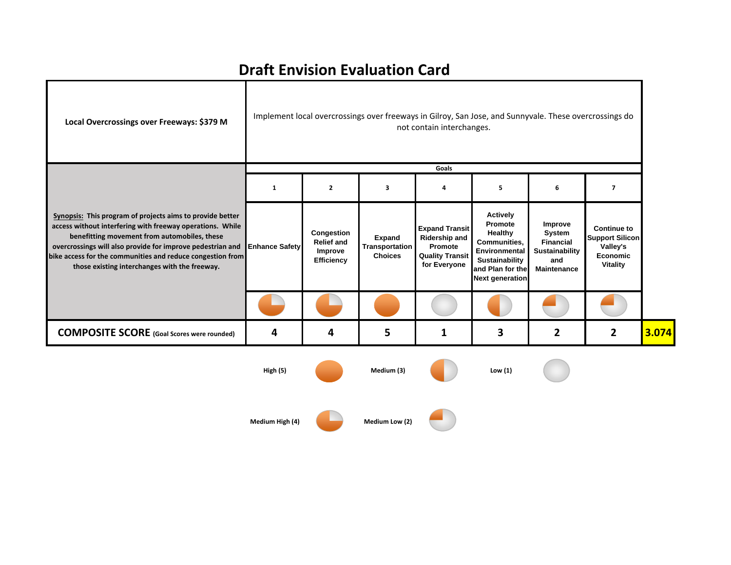# Draft Envision Evaluation Card

| **Local Overcrossings over Freeways: $379 M** | Implement local overcrossings over freeways in Gilroy, San Jose, and Sunnyvale. These overcrossings do not contain interchanges. | | | | | | | |
|---|---|---|---|---|---|---|---|---|
| | **Goals** | | | | | | | |
| | **1** | **2** | **3** | **4** | **5** | **6** | **7** | |
| **Synopsis:** This program of projects aims to provide better access without interfering with freeway operations. While benefitting movement from automobiles, these overcrossings will also provide for improve pedestrian and bike access for the communities and reduce congestion from those existing interchanges with the freeway. | **Enhance Safety** | **Congestion Relief and Improve Efficiency** | **Expand Transportation Choices** | **Expand Transit Ridership and Promote Quality Transit for Everyone** | **Actively Promote Healthy Communities, Environmental Sustainability and Plan for the Next generation** | **Improve System Financial Sustainability and Maintenance** | **Continue to Support Silicon Valley's Economic Vitality** | |
| **COMPOSITE SCORE** (Goal Scores were rounded) | **4** | **4** | **5** | **1** | **3** | **2** | **2** | **3.074** |

High (5) Medium (3) Low (1)

Medium High (4) Medium Low (2)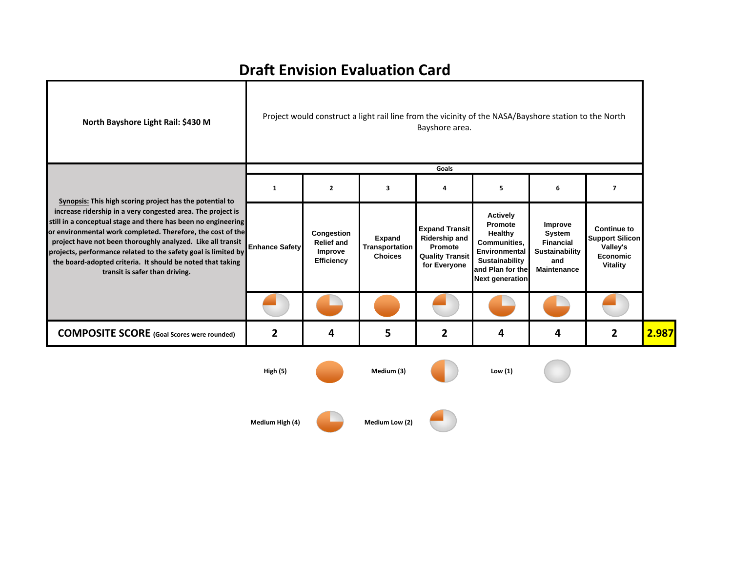# Draft Envision Evaluation Card

| North Bayshore Light Rail: $430 M | Project would construct a light rail line from the vicinity of the NASA/Bayshore station to the North Bayshore area. | | | | | | | |
|---|---|---|---|---|---|---|---|---|
| | **Goals** | | | | | | | |
| | 1 | 2 | 3 | 4 | 5 | 6 | 7 | |
| **Synopsis:** This high scoring project has the potential to increase ridership in a very congested area. The project is still in a conceptual stage and there has been no engineering or environmental work completed. Therefore, the cost of the project have not been thoroughly analyzed. Like all transit projects, performance related to the safety goal is limited by the board-adopted criteria. It should be noted that taking transit is safer than driving. | Enhance Safety | Congestion Relief and Improve Efficiency | Expand Transportation Choices | Expand Transit Ridership and Promote Quality Transit for Everyone | Actively Promote Healthy Communities, Environmental Sustainability and Plan for the Next generation | Improve System Financial Sustainability and Maintenance | Continue to Support Silicon Valley's Economic Vitality | |
| **COMPOSITE SCORE** (Goal Scores were rounded) | 2 | 4 | 5 | 2 | 4 | 4 | 2 | 2.987 |

High (5) — Medium (3) — Low (1)

Medium High (4) — Medium Low (2)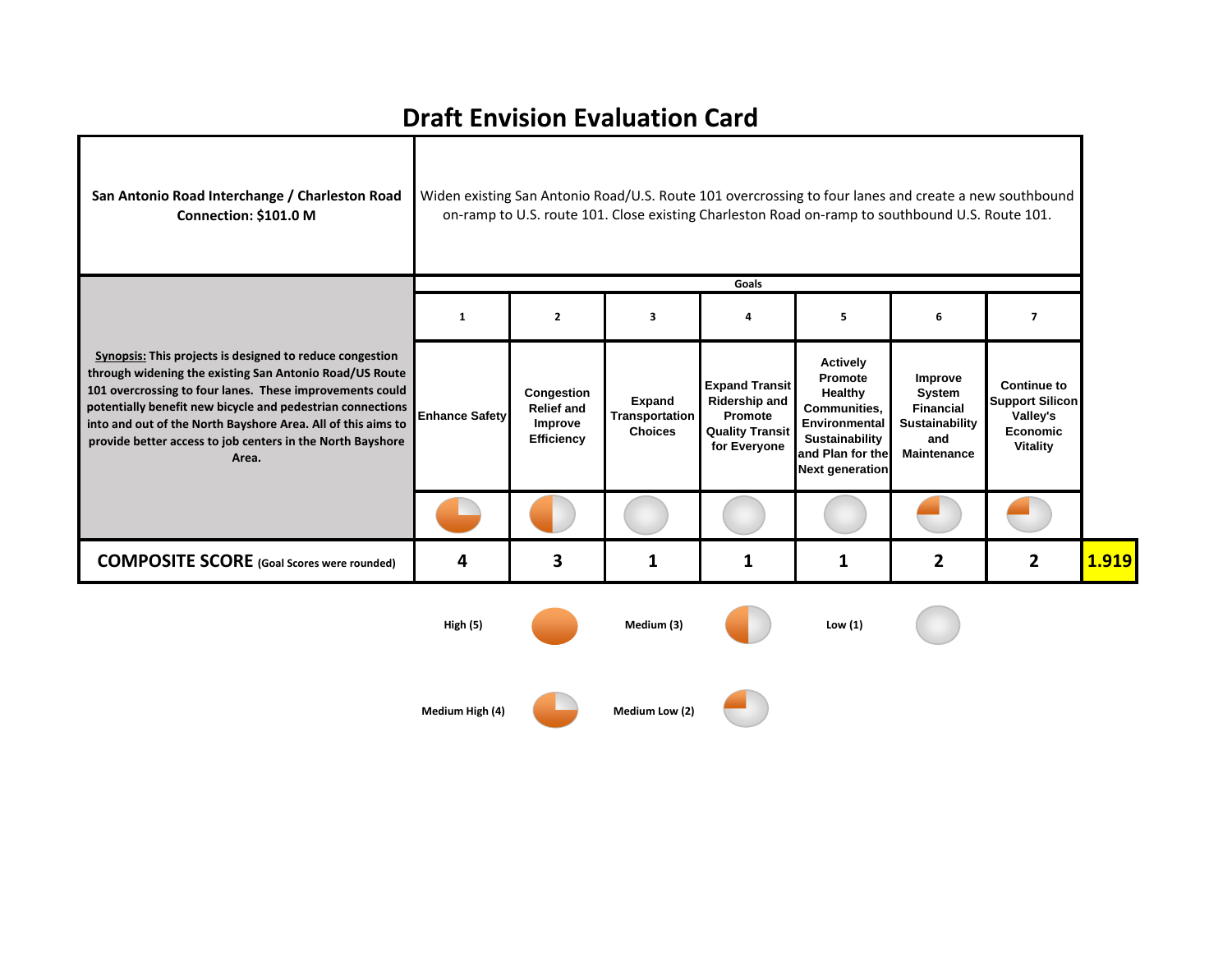# Draft Envision Evaluation Card

| **San Antonio Road Interchange / Charleston Road Connection: $101.0 M** | Widen existing San Antonio Road/U.S. Route 101 overcrossing to four lanes and create a new southbound on-ramp to U.S. route 101. Close existing Charleston Road on-ramp to southbound U.S. Route 101. | | | | | | | |
|---|---|---|---|---|---|---|---|---|
| **Synopsis:** This projects is designed to reduce congestion through widening the existing San Antonio Road/US Route 101 overcrossing to four lanes. These improvements could potentially benefit new bicycle and pedestrian connections into and out of the North Bayshore Area. All of this aims to provide better access to job centers in the North Bayshore Area. | **Goals** | | | | | | | |
| | 1 | 2 | 3 | 4 | 5 | 6 | 7 | |
| | Enhance Safety | Congestion Relief and Improve Efficiency | Expand Transportation Choices | Expand Transit Ridership and Promote Quality Transit for Everyone | Actively Promote Healthy Communities, Environmental Sustainability and Plan for the Next generation | Improve System Financial Sustainability and Maintenance | Continue to Support Silicon Valley's Economic Vitality | |
| **COMPOSITE SCORE** (Goal Scores were rounded) | 4 | 3 | 1 | 1 | 1 | 2 | 2 | 1.919 |

High (5) Medium (3) Low (1)

Medium High (4) Medium Low (2)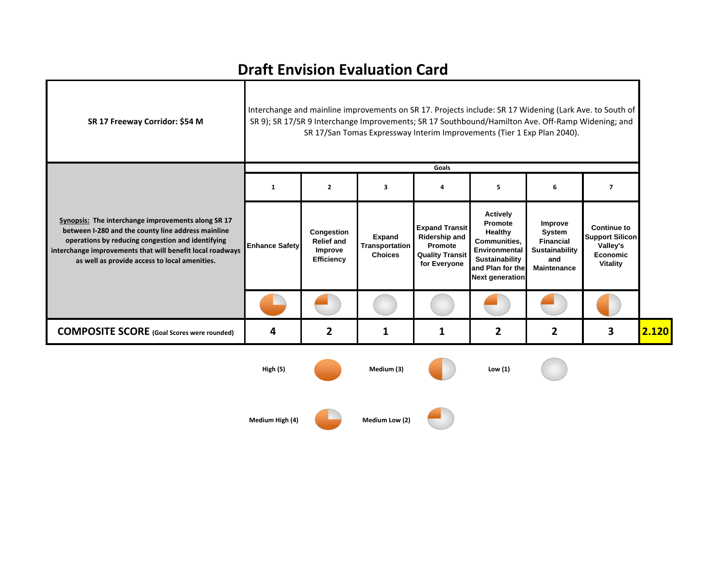# Draft Envision Evaluation Card

| SR 17 Freeway Corridor: $54 M | Interchange and mainline improvements on SR 17. Projects include: SR 17 Widening (Lark Ave. to South of SR 9); SR 17/SR 9 Interchange Improvements; SR 17 Southbound/Hamilton Ave. Off-Ramp Widening; and SR 17/San Tomas Expressway Interim Improvements (Tier 1 Exp Plan 2040). | | | | | | | |
|---|---|---|---|---|---|---|---|---|
| **Synopsis:** The interchange improvements along SR 17 between I-280 and the county line address mainline operations by reducing congestion and identifying interchange improvements that will benefit local roadways as well as provide access to local amenities. | **Goals** | | | | | | | |
| | 1 | 2 | 3 | 4 | 5 | 6 | 7 | |
| | Enhance Safety | Congestion Relief and Improve Efficiency | Expand Transportation Choices | Expand Transit Ridership and Promote Quality Transit for Everyone | Actively Promote Healthy Communities, Environmental Sustainability and Plan for the Next generation | Improve System Financial Sustainability and Maintenance | Continue to Support Silicon Valley's Economic Vitality | |
| **COMPOSITE SCORE** (Goal Scores were rounded) | 4 | 2 | 1 | 1 | 2 | 2 | 3 | 2.120 |

High (5) | Medium (3) | Low (1)

Medium High (4) | Medium Low (2)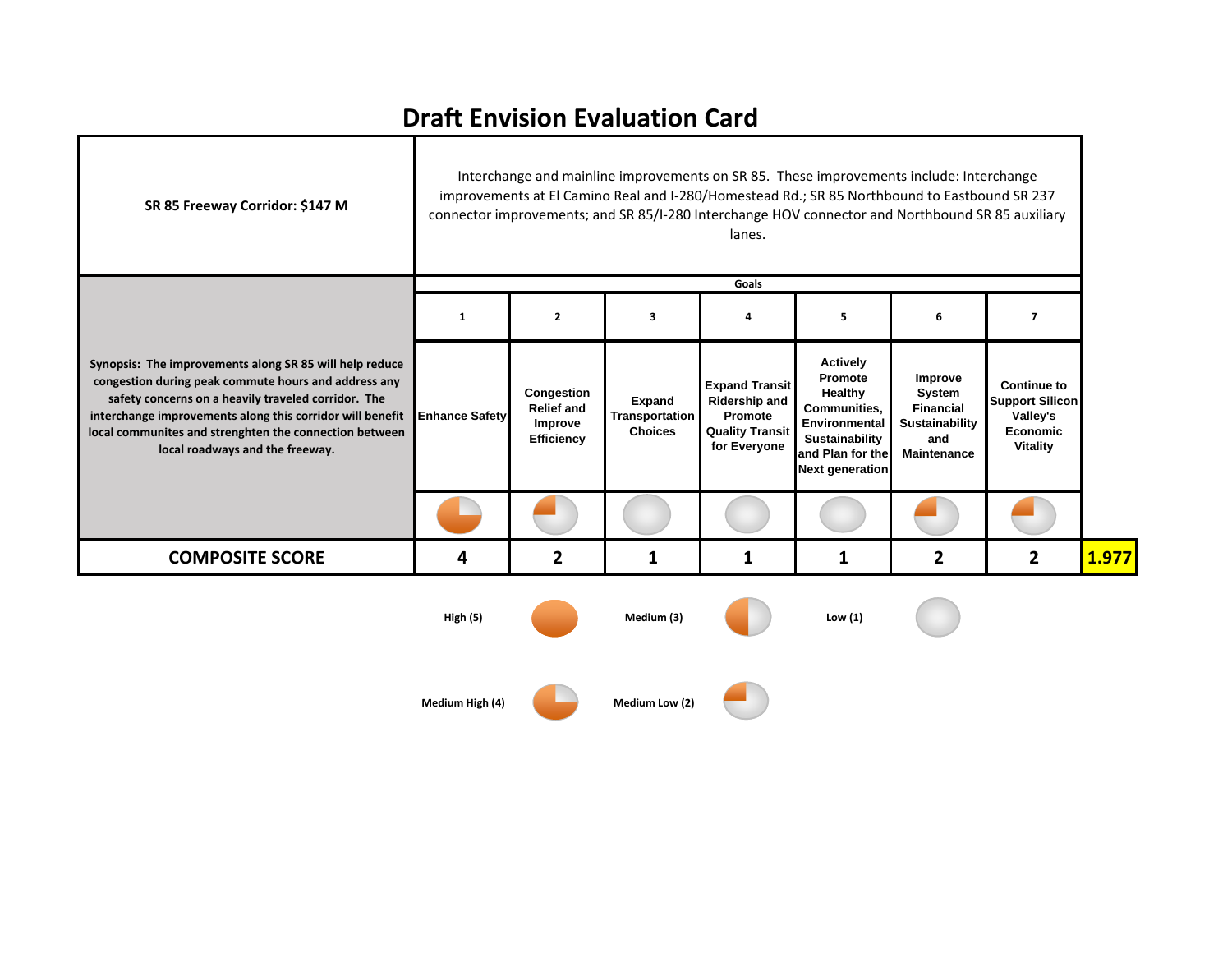# Draft Envision Evaluation Card

| **SR 85 Freeway Corridor: $147 M** | Interchange and mainline improvements on SR 85. These improvements include: Interchange improvements at El Camino Real and I-280/Homestead Rd.; SR 85 Northbound to Eastbound SR 237 connector improvements; and SR 85/I-280 Interchange HOV connector and Northbound SR 85 auxiliary lanes. | | | | | | | |
|---|---|---|---|---|---|---|---|---|
| **Synopsis:** **The improvements along SR 85 will help reduce congestion during peak commute hours and address any safety concerns on a heavily traveled corridor. The interchange improvements along this corridor will benefit local communites and strenghten the connection between local roadways and the freeway.** | **Goals** | | | | | | | |
| | **1** | **2** | **3** | **4** | **5** | **6** | **7** | |
| | **Enhance Safety** | **Congestion Relief and Improve Efficiency** | **Expand Transportation Choices** | **Expand Transit Ridership and Promote Quality Transit for Everyone** | **Actively Promote Healthy Communities, Environmental Sustainability and Plan for the Next generation** | **Improve System Financial Sustainability and Maintenance** | **Continue to Support Silicon Valley's Economic Vitality** | |
| | Medium High | Medium Low | Low | Low | Low | Medium Low | Medium Low | |
| **COMPOSITE SCORE** | **4** | **2** | **1** | **1** | **1** | **2** | **2** | **1.977** |

**High (5)** | **Medium (3)** | **Low (1)**

**Medium High (4)** | **Medium Low (2)**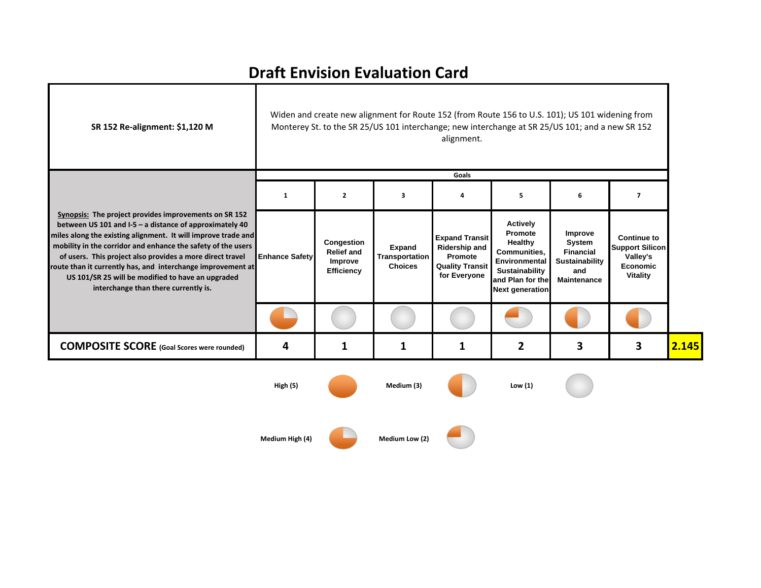# Draft Envision Evaluation Card

| **SR 152 Re-alignment: $1,120 M** | Widen and create new alignment for Route 152 (from Route 156 to U.S. 101); US 101 widening from Monterey St. to the SR 25/US 101 interchange; new interchange at SR 25/US 101; and a new SR 152 alignment. | | | | | | | |
|---|---|---|---|---|---|---|---|---|
| | **Goals** | | | | | | | |
| **Synopsis:** The project provides improvements on SR 152 between US 101 and I-5 – a distance of approximately 40 miles along the existing alignment. It will improve trade and mobility in the corridor and enhance the safety of the users of users. This project also provides a more direct travel route than it currently has, and interchange improvement at US 101/SR 25 will be modified to have an upgraded interchange than there currently is. | **1** | **2** | **3** | **4** | **5** | **6** | **7** | |
| | **Enhance Safety** | **Congestion Relief and Improve Efficiency** | **Expand Transportation Choices** | **Expand Transit Ridership and Promote Quality Transit for Everyone** | **Actively Promote Healthy Communities, Environmental Sustainability and Plan for the Next generation** | **Improve System Financial Sustainability and Maintenance** | **Continue to Support Silicon Valley's Economic Vitality** | |
| | Medium High (4) | Low (1) | Low (1) | Low (1) | Medium Low (2) | Medium (3) | Medium (3) | |
| **COMPOSITE SCORE** (Goal Scores were rounded) | **4** | **1** | **1** | **1** | **2** | **3** | **3** | **2.145** |

**Legend:**

- High (5)
- Medium High (4)
- Medium (3)
- Medium Low (2)
- Low (1)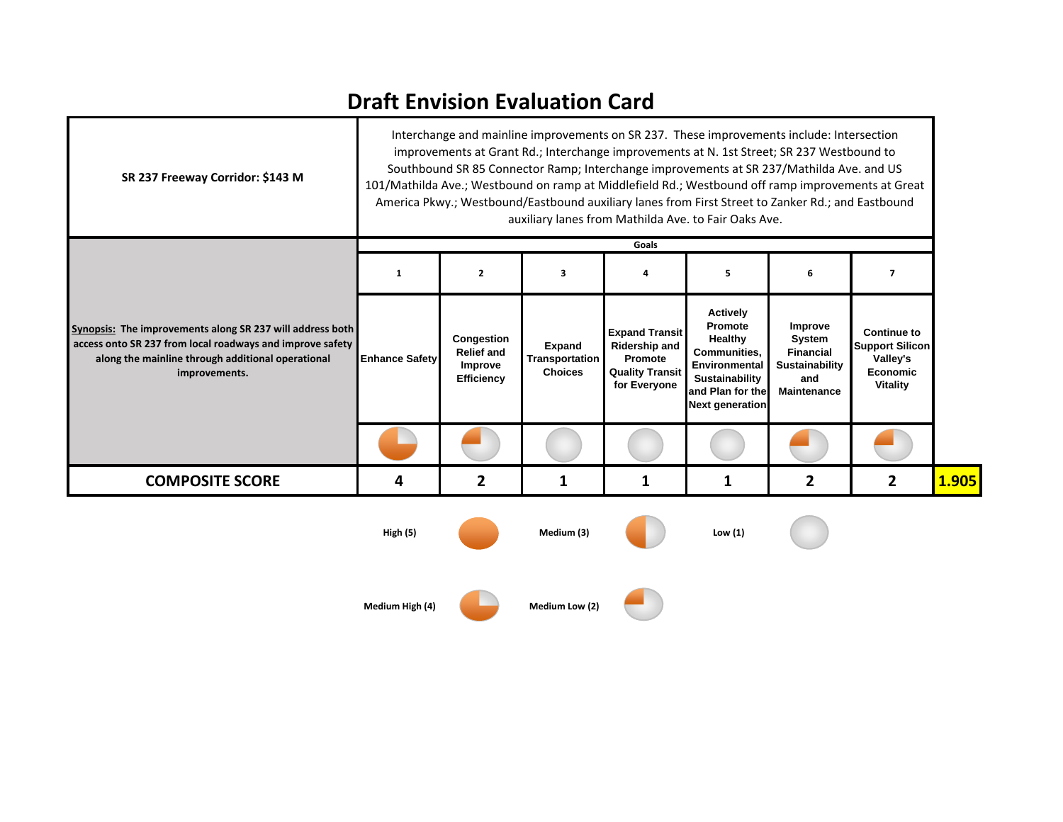# Draft Envision Evaluation Card

| SR 237 Freeway Corridor: $143 M | Interchange and mainline improvements on SR 237. These improvements include: Intersection improvements at Grant Rd.; Interchange improvements at N. 1st Street; SR 237 Westbound to Southbound SR 85 Connector Ramp; Interchange improvements at SR 237/Mathilda Ave. and US 101/Mathilda Ave.; Westbound on ramp at Middlefield Rd.; Westbound off ramp improvements at Great America Pkwy.; Westbound/Eastbound auxiliary lanes from First Street to Zanker Rd.; and Eastbound auxiliary lanes from Mathilda Ave. to Fair Oaks Ave. | | | | | | | |
|---|---|---|---|---|---|---|---|---|
| | **Goals** | | | | | | | |
| | 1 | 2 | 3 | 4 | 5 | 6 | 7 | |
| **Synopsis:** The improvements along SR 237 will address both access onto SR 237 from local roadways and improve safety along the mainline through additional operational improvements. | Enhance Safety | Congestion Relief and Improve Efficiency | Expand Transportation Choices | Expand Transit Ridership and Promote Quality Transit for Everyone | Actively Promote Healthy Communities, Environmental Sustainability and Plan for the Next generation | Improve System Financial Sustainability and Maintenance | Continue to Support Silicon Valley's Economic Vitality | |
| **COMPOSITE SCORE** | 4 | 2 | 1 | 1 | 1 | 2 | 2 | 1.905 |

High (5) — Medium (3) — Low (1)

Medium High (4) — Medium Low (2)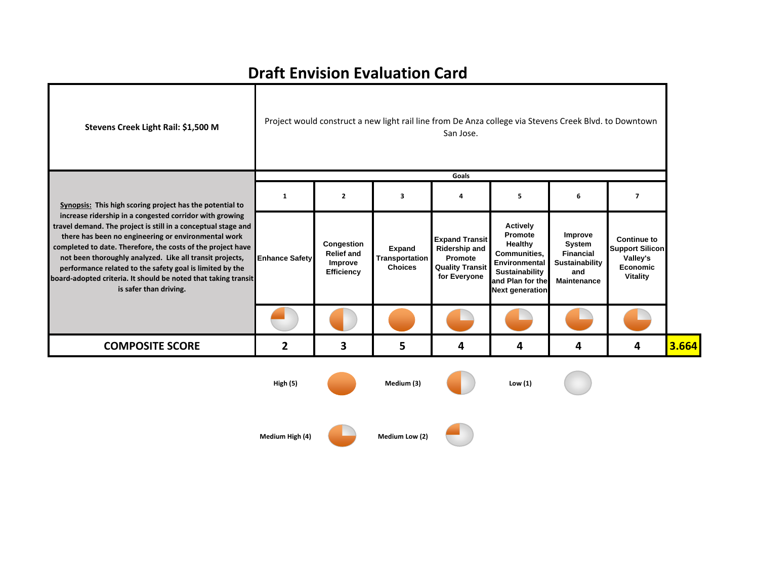# Draft Envision Evaluation Card

**Stevens Creek Light Rail: $1,500 M**

Project would construct a new light rail line from De Anza college via Stevens Creek Blvd. to Downtown San Jose.

**Synopsis:** This high scoring project has the potential to increase ridership in a congested corridor with growing travel demand. The project is still in a conceptual stage and there has been no engineering or environmental work completed to date. Therefore, the costs of the project have not been thoroughly analyzed. Like all transit projects, performance related to the safety goal is limited by the board-adopted criteria. It should be noted that taking transit is safer than driving.

| | Goals | | | | | | | |
|---|---|---|---|---|---|---|---|---|
| | 1 | 2 | 3 | 4 | 5 | 6 | 7 | |
| | Enhance Safety | Congestion Relief and Improve Efficiency | Expand Transportation Choices | Expand Transit Ridership and Promote Quality Transit for Everyone | Actively Promote Healthy Communities, Environmental Sustainability and Plan for the Next generation | Improve System Financial Sustainability and Maintenance | Continue to Support Silicon Valley's Economic Vitality | |
| **COMPOSITE SCORE** | **2** | **3** | **5** | **4** | **4** | **4** | **4** | **3.664** |

High (5) | Medium (3) | Low (1)

Medium High (4) | Medium Low (2)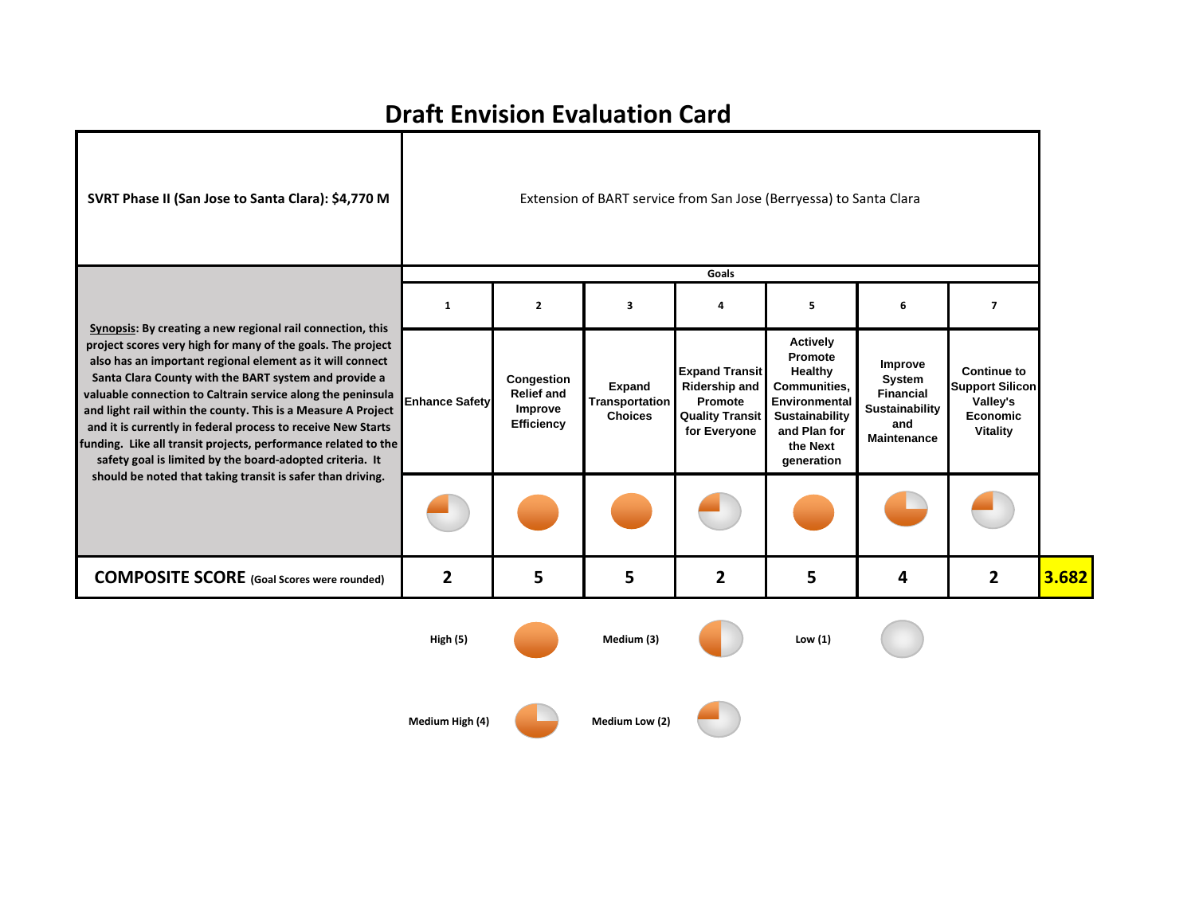# Draft Envision Evaluation Card

| SVRT Phase II (San Jose to Santa Clara): $4,770 M | Extension of BART service from San Jose (Berryessa) to Santa Clara | | | | | | | |
|---|---|---|---|---|---|---|---|---|
| | Goals | | | | | | | |
| | 1 | 2 | 3 | 4 | 5 | 6 | 7 | |
| **Synopsis**: By creating a new regional rail connection, this project scores very high for many of the goals. The project also has an important regional element as it will connect Santa Clara County with the BART system and provide a valuable connection to Caltrain service along the peninsula and light rail within the county. This is a Measure A Project and it is currently in federal process to receive New Starts funding. Like all transit projects, performance related to the safety goal is limited by the board-adopted criteria. It should be noted that taking transit is safer than driving. | Enhance Safety | Congestion Relief and Improve Efficiency | Expand Transportation Choices | Expand Transit Ridership and Promote Quality Transit for Everyone | Actively Promote Healthy Communities, Environmental Sustainability and Plan for the Next generation | Improve System Financial Sustainability and Maintenance | Continue to Support Silicon Valley's Economic Vitality | |
| | Medium Low (2) | High (5) | High (5) | Medium Low (2) | High (5) | Medium High (4) | Medium Low (2) | |
| **COMPOSITE SCORE** (Goal Scores were rounded) | 2 | 5 | 5 | 2 | 5 | 4 | 2 | 3.682 |

Legend: High (5) | Medium (3) | Low (1) | Medium High (4) | Medium Low (2)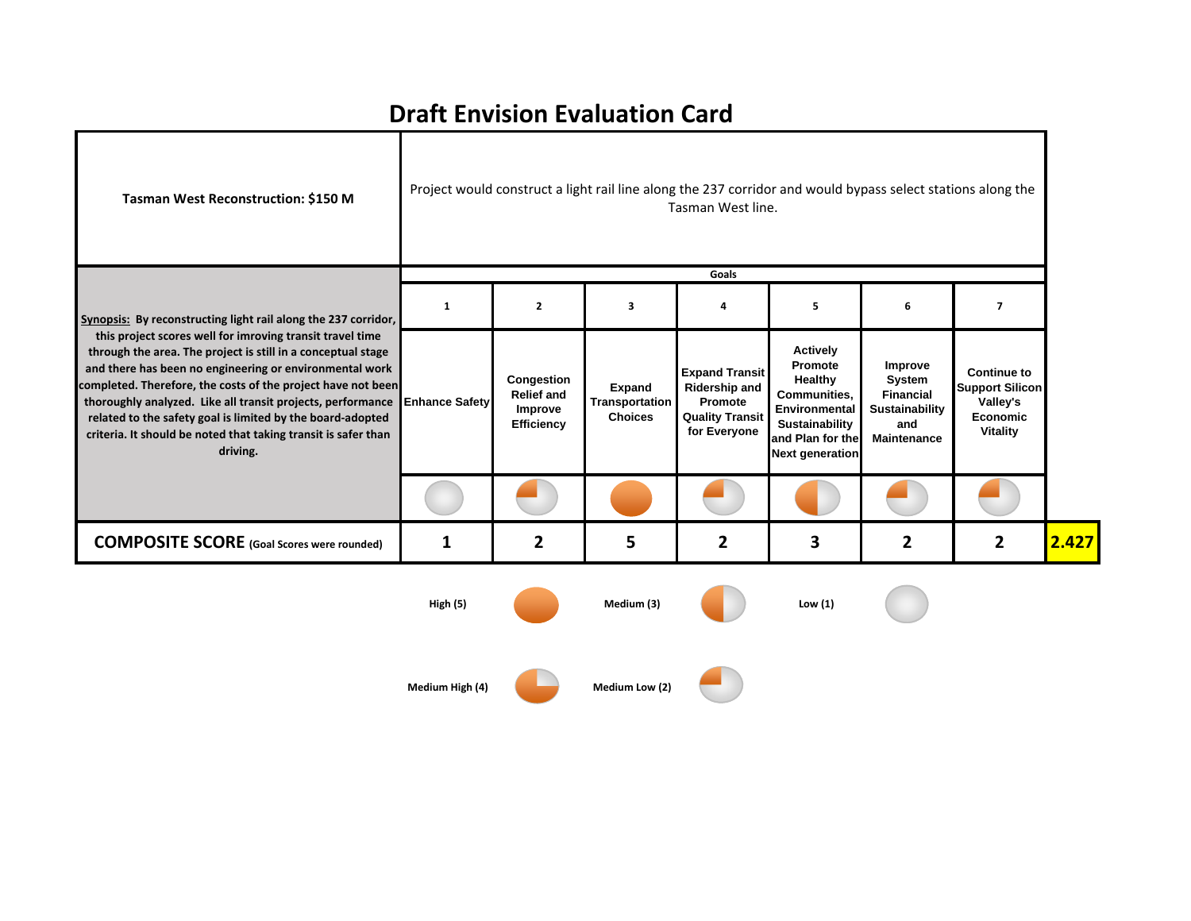# Draft Envision Evaluation Card

| Tasman West Reconstruction: $150 M | Project would construct a light rail line along the 237 corridor and would bypass select stations along the Tasman West line. | | | | | | | |
|---|---|---|---|---|---|---|---|---|
| | **Goals** | | | | | | | |
| **Synopsis:** By reconstructing light rail along the 237 corridor, this project scores well for imroving transit travel time through the area. The project is still in a conceptual stage and there has been no engineering or environmental work completed. Therefore, the costs of the project have not been thoroughly analyzed. Like all transit projects, performance related to the safety goal is limited by the board-adopted criteria. It should be noted that taking transit is safer than driving. | 1 | 2 | 3 | 4 | 5 | 6 | 7 | |
| | Enhance Safety | Congestion Relief and Improve Efficiency | Expand Transportation Choices | Expand Transit Ridership and Promote Quality Transit for Everyone | Actively Promote Healthy Communities, Environmental Sustainability and Plan for the Next generation | Improve System Financial Sustainability and Maintenance | Continue to Support Silicon Valley's Economic Vitality | |
| **COMPOSITE SCORE** (Goal Scores were rounded) | 1 | 2 | 5 | 2 | 3 | 2 | 2 | **2.427** |

High (5) — Medium (3) — Low (1)

Medium High (4) — Medium Low (2)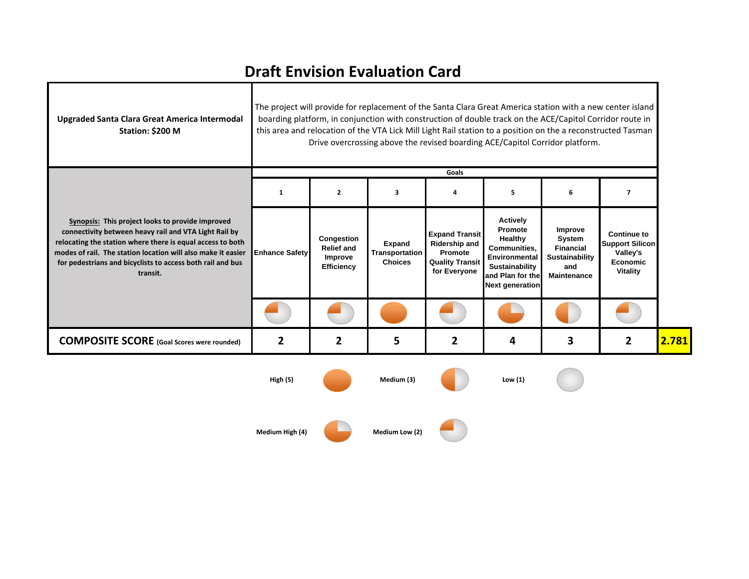# Draft Envision Evaluation Card

| **Upgraded Santa Clara Great America Intermodal Station: $200 M** | The project will provide for replacement of the Santa Clara Great America station with a new center island boarding platform, in conjunction with construction of double track on the ACE/Capitol Corridor route in this area and relocation of the VTA Lick Mill Light Rail station to a position on the a reconstructed Tasman Drive overcrossing above the revised boarding ACE/Capitol Corridor platform. | | | | | | | |
|---|---|---|---|---|---|---|---|---|
| | **Goals** | | | | | | | |
| | **1** | **2** | **3** | **4** | **5** | **6** | **7** | |
| **Synopsis:** This project looks to provide improved connectivity between heavy rail and VTA Light Rail by relocating the station where there is equal access to both modes of rail. The station location will also make it easier for pedestrians and bicyclists to access both rail and bus transit. | **Enhance Safety** | **Congestion Relief and Improve Efficiency** | **Expand Transportation Choices** | **Expand Transit Ridership and Promote Quality Transit for Everyone** | **Actively Promote Healthy Communities, Environmental Sustainability and Plan for the Next generation** | **Improve System Financial Sustainability and Maintenance** | **Continue to Support Silicon Valley's Economic Vitality** | |
| **COMPOSITE SCORE** (Goal Scores were rounded) | **2** | **2** | **5** | **2** | **4** | **3** | **2** | **2.781** |

**High (5)** | **Medium (3)** | **Low (1)**

**Medium High (4)** | **Medium Low (2)**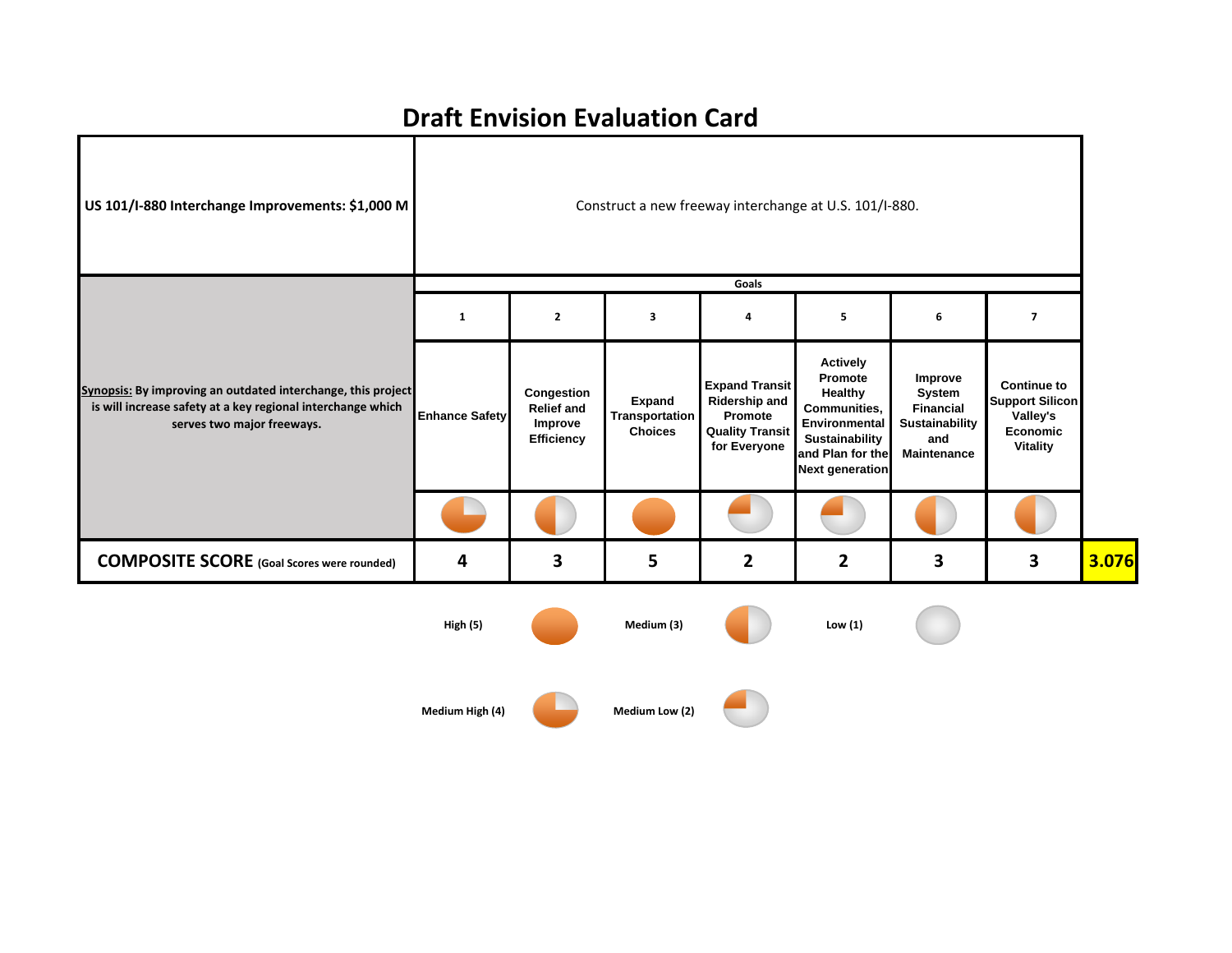# Draft Envision Evaluation Card

| **US 101/I-880 Interchange Improvements: $1,000 M** | Construct a new freeway interchange at U.S. 101/I-880. | | | | | | | |
|---|---|---|---|---|---|---|---|---|
| | **Goals** | | | | | | | |
| | **1** | **2** | **3** | **4** | **5** | **6** | **7** | |
| **Synopsis:** By improving an outdated interchange, this project is will increase safety at a key regional interchange which serves two major freeways. | **Enhance Safety** | **Congestion Relief and Improve Efficiency** | **Expand Transportation Choices** | **Expand Transit Ridership and Promote Quality Transit for Everyone** | **Actively Promote Healthy Communities, Environmental Sustainability and Plan for the Next generation** | **Improve System Financial Sustainability and Maintenance** | **Continue to Support Silicon Valley's Economic Vitality** | |
| **COMPOSITE SCORE** (Goal Scores were rounded) | **4** | **3** | **5** | **2** | **2** | **3** | **3** | **3.076** |

**High (5)** | **Medium (3)** | **Low (1)**

**Medium High (4)** | **Medium Low (2)**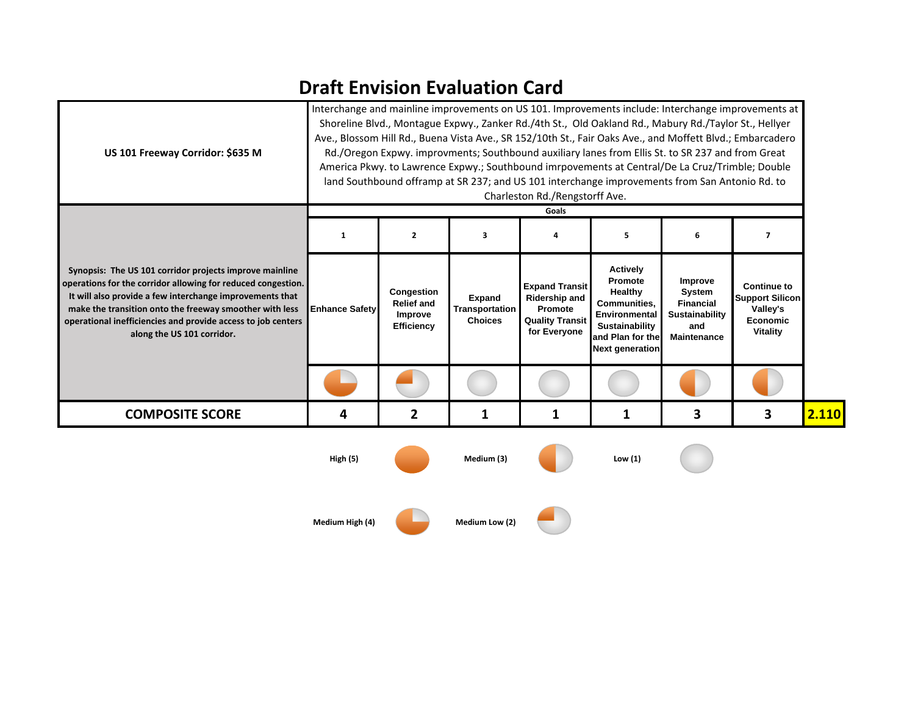# Draft Envision Evaluation Card

| US 101 Freeway Corridor: $635 M | Interchange and mainline improvements on US 101. Improvements include: Interchange improvements at Shoreline Blvd., Montague Expwy., Zanker Rd./4th St., Old Oakland Rd., Mabury Rd./Taylor St., Hellyer Ave., Blossom Hill Rd., Buena Vista Ave., SR 152/10th St., Fair Oaks Ave., and Moffett Blvd.; Embarcadero Rd./Oregon Expwy. improvments; Southbound auxiliary lanes from Ellis St. to SR 237 and from Great America Pkwy. to Lawrence Expwy.; Southbound imrpovements at Central/De La Cruz/Trimble; Double land Southbound offramp at SR 237; and US 101 interchange improvements from San Antonio Rd. to Charleston Rd./Rengstorff Ave. | | | | | | | |
|---|---|---|---|---|---|---|---|---|
| **Synopsis: The US 101 corridor projects improve mainline operations for the corridor allowing for reduced congestion. It will also provide a few interchange improvements that make the transition onto the freeway smoother with less operational inefficiencies and provide access to job centers along the US 101 corridor.** | **Goals** | | | | | | | |
| | **1** | **2** | **3** | **4** | **5** | **6** | **7** | |
| | **Enhance Safety** | **Congestion Relief and Improve Efficiency** | **Expand Transportation Choices** | **Expand Transit Ridership and Promote Quality Transit for Everyone** | **Actively Promote Healthy Communities, Environmental Sustainability and Plan for the Next generation** | **Improve System Financial Sustainability and Maintenance** | **Continue to Support Silicon Valley's Economic Vitality** | |
| **COMPOSITE SCORE** | **4** | **2** | **1** | **1** | **1** | **3** | **3** | **2.110** |

**High (5)** **Medium (3)** **Low (1)**

**Medium High (4)** **Medium Low (2)**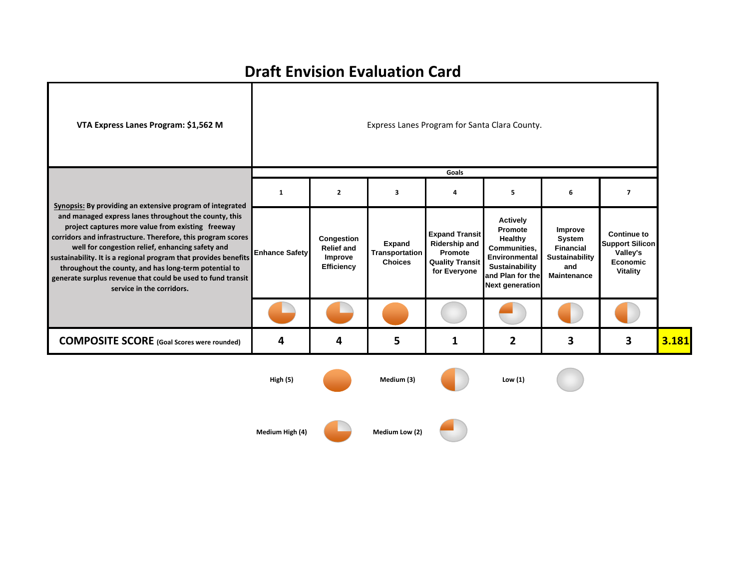# Draft Envision Evaluation Card

| | | | | | | | | |
|---|---|---|---|---|---|---|---|---|
| **VTA Express Lanes Program: $1,562 M** | Express Lanes Program for Santa Clara County. | | | | | | | |
| **Synopsis:** By providing an extensive program of integrated and managed express lanes throughout the county, this project captures more value from existing freeway corridors and infrastructure. Therefore, this program scores well for congestion relief, enhancing safety and sustainability. It is a regional program that provides benefits throughout the county, and has long-term potential to generate surplus revenue that could be used to fund transit service in the corridors. | **Goals** | | | | | | | |
| | **1** | **2** | **3** | **4** | **5** | **6** | **7** | |
| | **Enhance Safety** | **Congestion Relief and Improve Efficiency** | **Expand Transportation Choices** | **Expand Transit Ridership and Promote Quality Transit for Everyone** | **Actively Promote Healthy Communities, Environmental Sustainability and Plan for the Next generation** | **Improve System Financial Sustainability and Maintenance** | **Continue to Support Silicon Valley's Economic Vitality** | |
| **COMPOSITE SCORE** (Goal Scores were rounded) | **4** | **4** | **5** | **1** | **2** | **3** | **3** | **3.181** |

**High (5)** | **Medium (3)** | **Low (1)**

**Medium High (4)** | **Medium Low (2)**